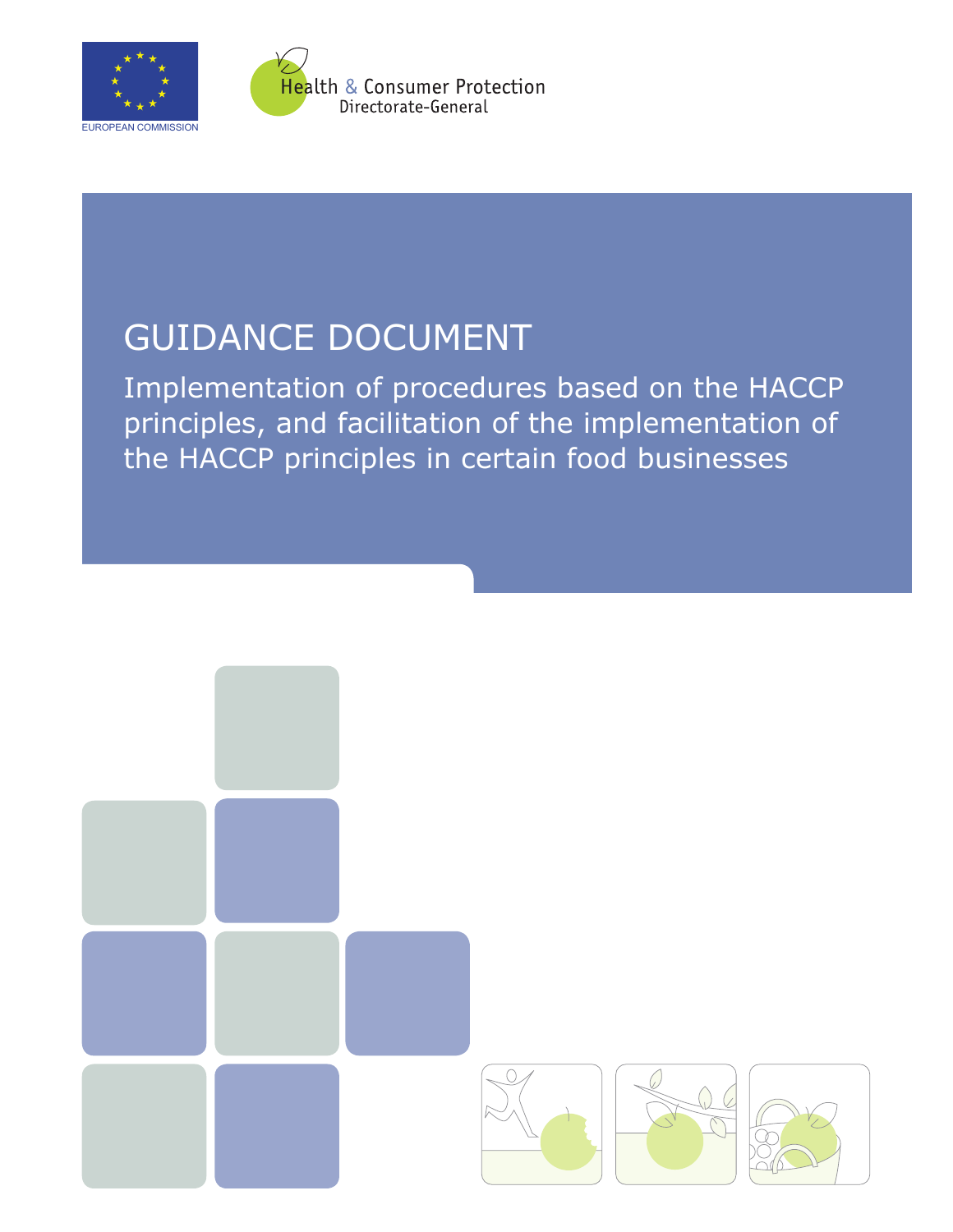EUROPEAN COMMISSION

Health & Consumer Protection
Directorate-General

# GUIDANCE DOCUMENT

## Implementation of procedures based on the HACCP principles, and facilitation of the implementation of the HACCP principles in certain food businesses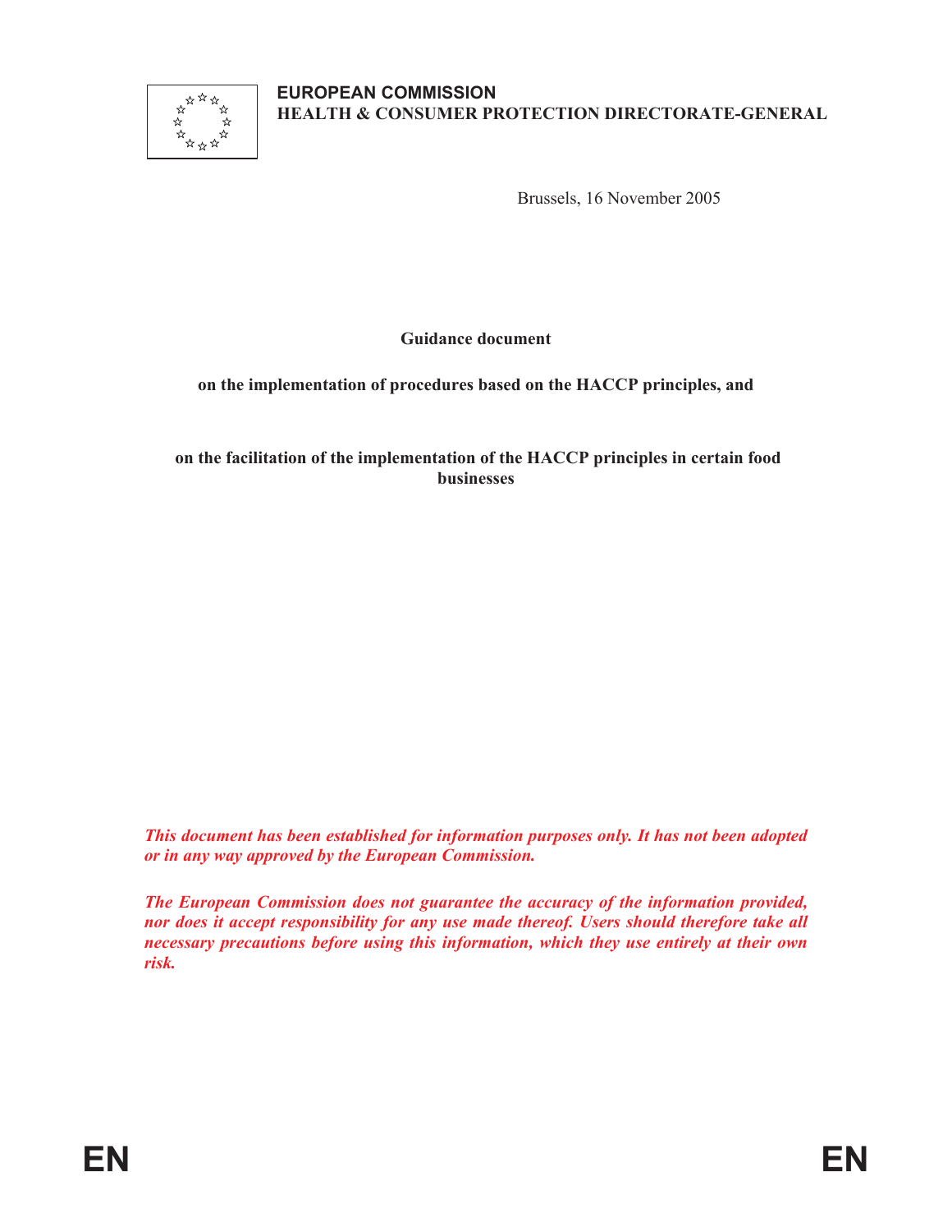**EUROPEAN COMMISSION**
**HEALTH & CONSUMER PROTECTION DIRECTORATE-GENERAL**

Brussels, 16 November 2005

**Guidance document**

**on the implementation of procedures based on the HACCP principles, and**

**on the facilitation of the implementation of the HACCP principles in certain food businesses**

***This document has been established for information purposes only. It has not been adopted or in any way approved by the European Commission.***

***The European Commission does not guarantee the accuracy of the information provided, nor does it accept responsibility for any use made thereof. Users should therefore take all necessary precautions before using this information, which they use entirely at their own risk.***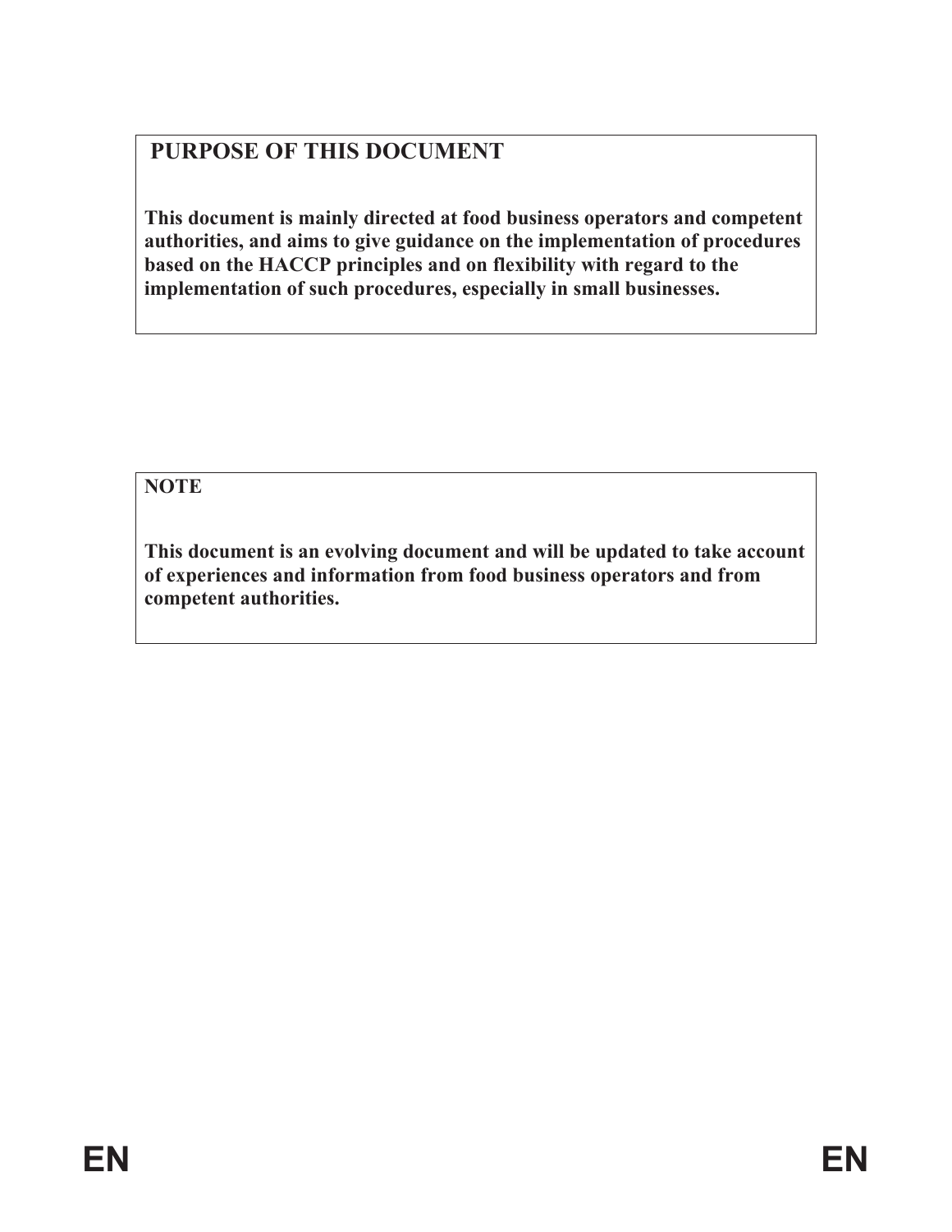## PURPOSE OF THIS DOCUMENT

**This document is mainly directed at food business operators and competent authorities, and aims to give guidance on the implementation of procedures based on the HACCP principles and on flexibility with regard to the implementation of such procedures, especially in small businesses.**

**NOTE**

**This document is an evolving document and will be updated to take account of experiences and information from food business operators and from competent authorities.**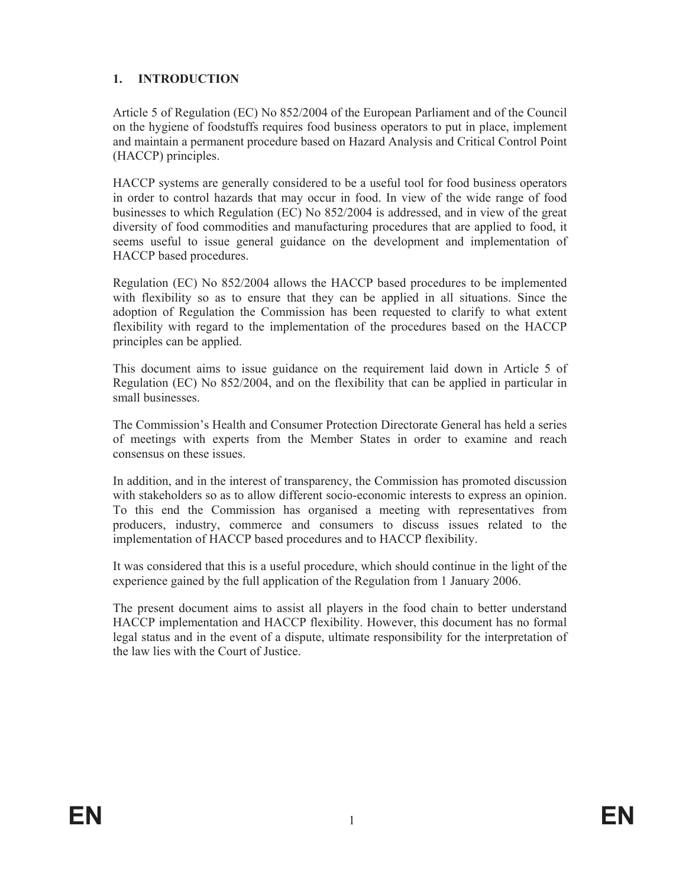## 1. INTRODUCTION

Article 5 of Regulation (EC) No 852/2004 of the European Parliament and of the Council on the hygiene of foodstuffs requires food business operators to put in place, implement and maintain a permanent procedure based on Hazard Analysis and Critical Control Point (HACCP) principles.

HACCP systems are generally considered to be a useful tool for food business operators in order to control hazards that may occur in food. In view of the wide range of food businesses to which Regulation (EC) No 852/2004 is addressed, and in view of the great diversity of food commodities and manufacturing procedures that are applied to food, it seems useful to issue general guidance on the development and implementation of HACCP based procedures.

Regulation (EC) No 852/2004 allows the HACCP based procedures to be implemented with flexibility so as to ensure that they can be applied in all situations. Since the adoption of Regulation the Commission has been requested to clarify to what extent flexibility with regard to the implementation of the procedures based on the HACCP principles can be applied.

This document aims to issue guidance on the requirement laid down in Article 5 of Regulation (EC) No 852/2004, and on the flexibility that can be applied in particular in small businesses.

The Commission's Health and Consumer Protection Directorate General has held a series of meetings with experts from the Member States in order to examine and reach consensus on these issues.

In addition, and in the interest of transparency, the Commission has promoted discussion with stakeholders so as to allow different socio-economic interests to express an opinion. To this end the Commission has organised a meeting with representatives from producers, industry, commerce and consumers to discuss issues related to the implementation of HACCP based procedures and to HACCP flexibility.

It was considered that this is a useful procedure, which should continue in the light of the experience gained by the full application of the Regulation from 1 January 2006.

The present document aims to assist all players in the food chain to better understand HACCP implementation and HACCP flexibility. However, this document has no formal legal status and in the event of a dispute, ultimate responsibility for the interpretation of the law lies with the Court of Justice.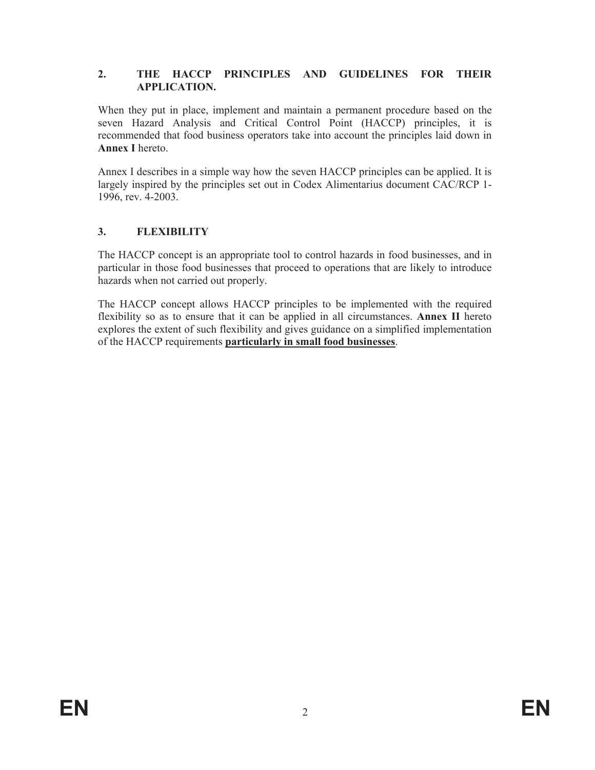## 2. THE HACCP PRINCIPLES AND GUIDELINES FOR THEIR APPLICATION.

When they put in place, implement and maintain a permanent procedure based on the seven Hazard Analysis and Critical Control Point (HACCP) principles, it is recommended that food business operators take into account the principles laid down in **Annex I** hereto.

Annex I describes in a simple way how the seven HACCP principles can be applied. It is largely inspired by the principles set out in Codex Alimentarius document CAC/RCP 1-1996, rev. 4-2003.

## 3. FLEXIBILITY

The HACCP concept is an appropriate tool to control hazards in food businesses, and in particular in those food businesses that proceed to operations that are likely to introduce hazards when not carried out properly.

The HACCP concept allows HACCP principles to be implemented with the required flexibility so as to ensure that it can be applied in all circumstances. **Annex II** hereto explores the extent of such flexibility and gives guidance on a simplified implementation of the HACCP requirements **particularly in small food businesses**.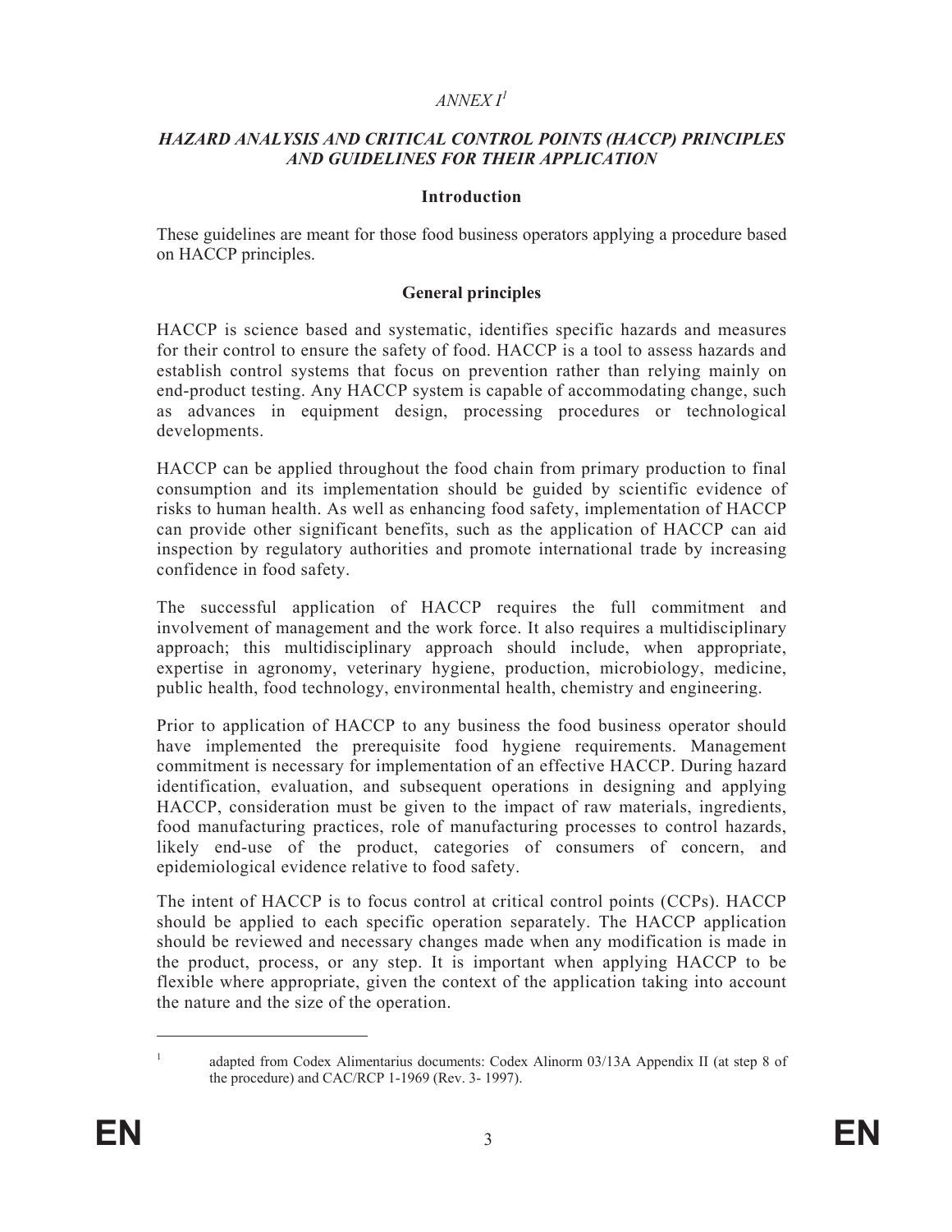*ANNEX I*[1]

## *HAZARD ANALYSIS AND CRITICAL CONTROL POINTS (HACCP) PRINCIPLES AND GUIDELINES FOR THEIR APPLICATION*

### Introduction

These guidelines are meant for those food business operators applying a procedure based on HACCP principles.

### General principles

HACCP is science based and systematic, identifies specific hazards and measures for their control to ensure the safety of food. HACCP is a tool to assess hazards and establish control systems that focus on prevention rather than relying mainly on end-product testing. Any HACCP system is capable of accommodating change, such as advances in equipment design, processing procedures or technological developments.

HACCP can be applied throughout the food chain from primary production to final consumption and its implementation should be guided by scientific evidence of risks to human health. As well as enhancing food safety, implementation of HACCP can provide other significant benefits, such as the application of HACCP can aid inspection by regulatory authorities and promote international trade by increasing confidence in food safety.

The successful application of HACCP requires the full commitment and involvement of management and the work force. It also requires a multidisciplinary approach; this multidisciplinary approach should include, when appropriate, expertise in agronomy, veterinary hygiene, production, microbiology, medicine, public health, food technology, environmental health, chemistry and engineering.

Prior to application of HACCP to any business the food business operator should have implemented the prerequisite food hygiene requirements. Management commitment is necessary for implementation of an effective HACCP. During hazard identification, evaluation, and subsequent operations in designing and applying HACCP, consideration must be given to the impact of raw materials, ingredients, food manufacturing practices, role of manufacturing processes to control hazards, likely end-use of the product, categories of consumers of concern, and epidemiological evidence relative to food safety.

The intent of HACCP is to focus control at critical control points (CCPs). HACCP should be applied to each specific operation separately. The HACCP application should be reviewed and necessary changes made when any modification is made in the product, process, or any step. It is important when applying HACCP to be flexible where appropriate, given the context of the application taking into account the nature and the size of the operation.

---

[1] adapted from Codex Alimentarius documents: Codex Alinorm 03/13A Appendix II (at step 8 of the procedure) and CAC/RCP 1-1969 (Rev. 3- 1997).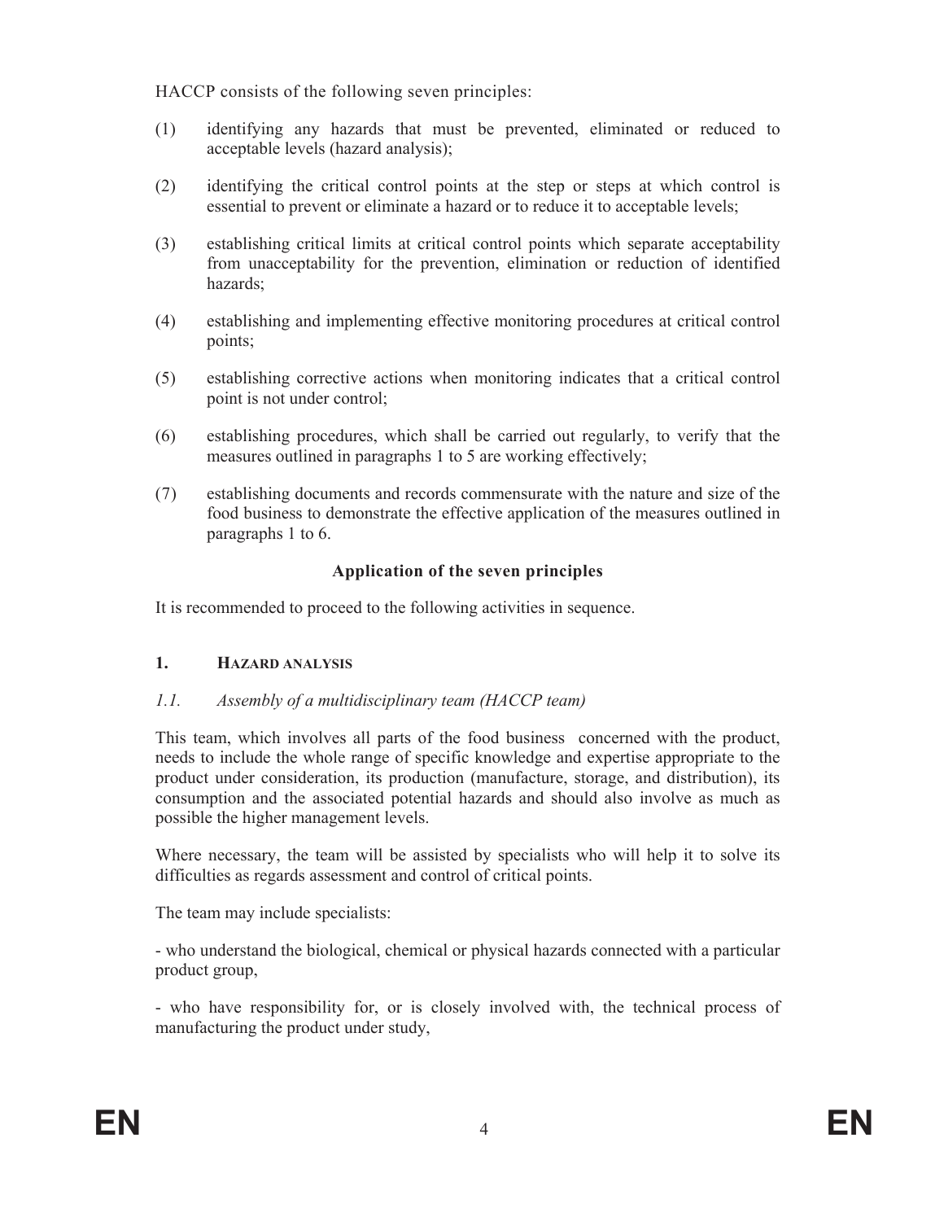HACCP consists of the following seven principles:

(1) identifying any hazards that must be prevented, eliminated or reduced to acceptable levels (hazard analysis);

(2) identifying the critical control points at the step or steps at which control is essential to prevent or eliminate a hazard or to reduce it to acceptable levels;

(3) establishing critical limits at critical control points which separate acceptability from unacceptability for the prevention, elimination or reduction of identified hazards;

(4) establishing and implementing effective monitoring procedures at critical control points;

(5) establishing corrective actions when monitoring indicates that a critical control point is not under control;

(6) establishing procedures, which shall be carried out regularly, to verify that the measures outlined in paragraphs 1 to 5 are working effectively;

(7) establishing documents and records commensurate with the nature and size of the food business to demonstrate the effective application of the measures outlined in paragraphs 1 to 6.

### Application of the seven principles

It is recommended to proceed to the following activities in sequence.

## 1. Hazard analysis

### *1.1. Assembly of a multidisciplinary team (HACCP team)*

This team, which involves all parts of the food business concerned with the product, needs to include the whole range of specific knowledge and expertise appropriate to the product under consideration, its production (manufacture, storage, and distribution), its consumption and the associated potential hazards and should also involve as much as possible the higher management levels.

Where necessary, the team will be assisted by specialists who will help it to solve its difficulties as regards assessment and control of critical points.

The team may include specialists:

- who understand the biological, chemical or physical hazards connected with a particular product group,

- who have responsibility for, or is closely involved with, the technical process of manufacturing the product under study,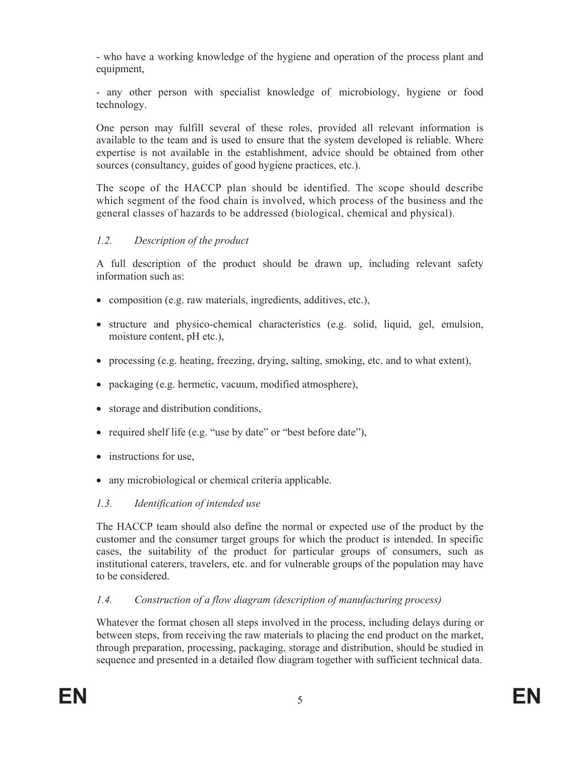- who have a working knowledge of the hygiene and operation of the process plant and equipment,

- any other person with specialist knowledge of microbiology, hygiene or food technology.

One person may fulfill several of these roles, provided all relevant information is available to the team and is used to ensure that the system developed is reliable. Where expertise is not available in the establishment, advice should be obtained from other sources (consultancy, guides of good hygiene practices, etc.).

The scope of the HACCP plan should be identified. The scope should describe which segment of the food chain is involved, which process of the business and the general classes of hazards to be addressed (biological, chemical and physical).

### *1.2. Description of the product*

A full description of the product should be drawn up, including relevant safety information such as:

- composition (e.g. raw materials, ingredients, additives, etc.),
- structure and physico-chemical characteristics (e.g. solid, liquid, gel, emulsion, moisture content, pH etc.),
- processing (e.g. heating, freezing, drying, salting, smoking, etc. and to what extent),
- packaging (e.g. hermetic, vacuum, modified atmosphere),
- storage and distribution conditions,
- required shelf life (e.g. "use by date" or "best before date"),
- instructions for use,
- any microbiological or chemical criteria applicable.

### *1.3. Identification of intended use*

The HACCP team should also define the normal or expected use of the product by the customer and the consumer target groups for which the product is intended. In specific cases, the suitability of the product for particular groups of consumers, such as institutional caterers, travelers, etc. and for vulnerable groups of the population may have to be considered.

### *1.4. Construction of a flow diagram (description of manufacturing process)*

Whatever the format chosen all steps involved in the process, including delays during or between steps, from receiving the raw materials to placing the end product on the market, through preparation, processing, packaging, storage and distribution, should be studied in sequence and presented in a detailed flow diagram together with sufficient technical data.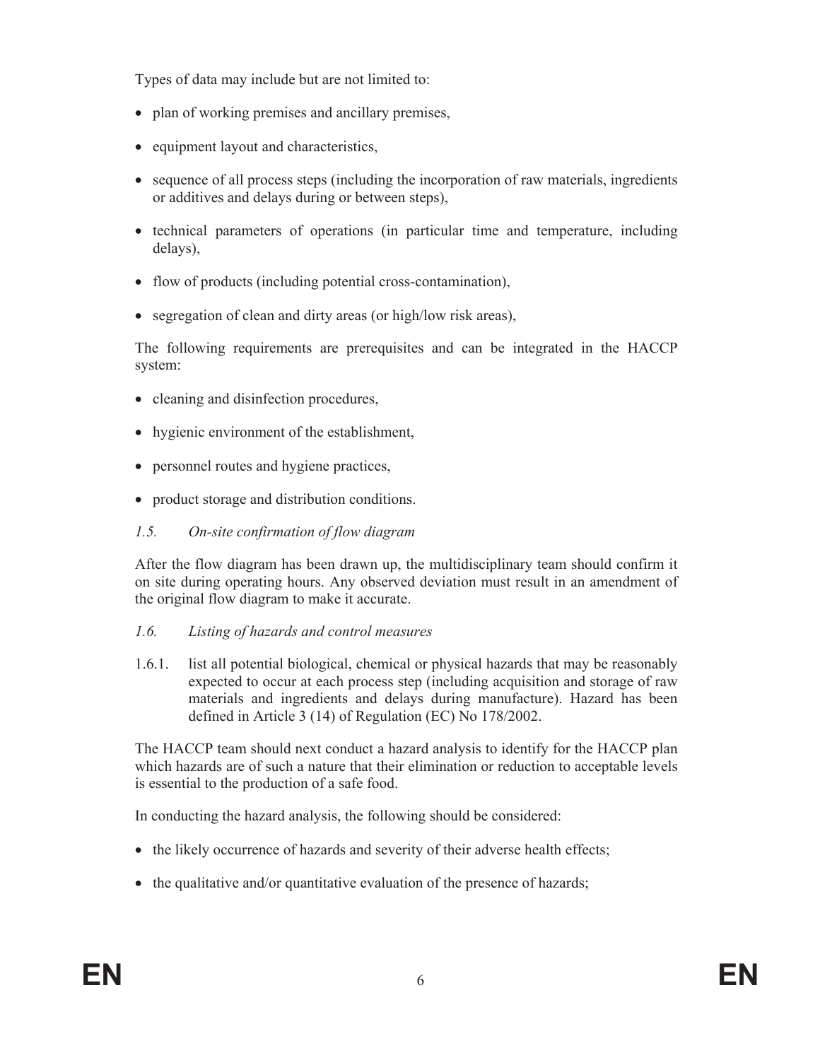Types of data may include but are not limited to:

- plan of working premises and ancillary premises,
- equipment layout and characteristics,
- sequence of all process steps (including the incorporation of raw materials, ingredients or additives and delays during or between steps),
- technical parameters of operations (in particular time and temperature, including delays),
- flow of products (including potential cross-contamination),
- segregation of clean and dirty areas (or high/low risk areas),

The following requirements are prerequisites and can be integrated in the HACCP system:

- cleaning and disinfection procedures,
- hygienic environment of the establishment,
- personnel routes and hygiene practices,
- product storage and distribution conditions.

*1.5. On-site confirmation of flow diagram*

After the flow diagram has been drawn up, the multidisciplinary team should confirm it on site during operating hours. Any observed deviation must result in an amendment of the original flow diagram to make it accurate.

*1.6. Listing of hazards and control measures*

1.6.1. list all potential biological, chemical or physical hazards that may be reasonably expected to occur at each process step (including acquisition and storage of raw materials and ingredients and delays during manufacture). Hazard has been defined in Article 3 (14) of Regulation (EC) No 178/2002.

The HACCP team should next conduct a hazard analysis to identify for the HACCP plan which hazards are of such a nature that their elimination or reduction to acceptable levels is essential to the production of a safe food.

In conducting the hazard analysis, the following should be considered:

- the likely occurrence of hazards and severity of their adverse health effects;
- the qualitative and/or quantitative evaluation of the presence of hazards;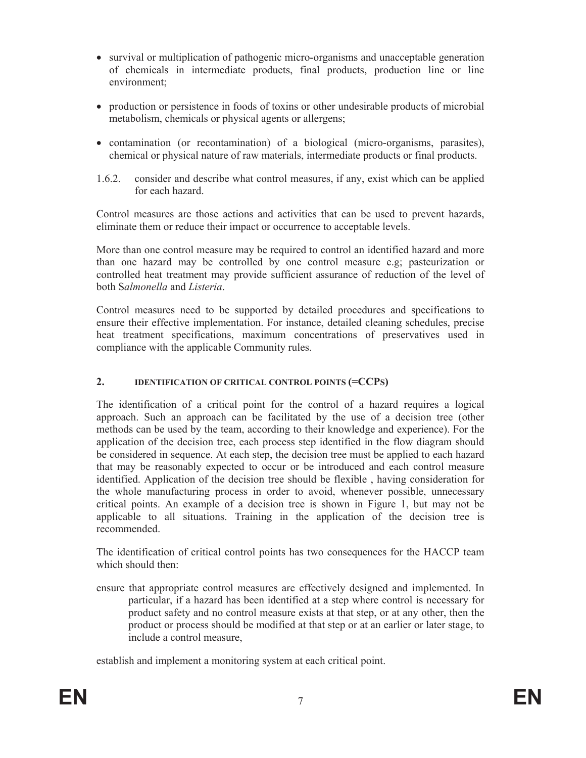- survival or multiplication of pathogenic micro-organisms and unacceptable generation of chemicals in intermediate products, final products, production line or line environment;
- production or persistence in foods of toxins or other undesirable products of microbial metabolism, chemicals or physical agents or allergens;
- contamination (or recontamination) of a biological (micro-organisms, parasites), chemical or physical nature of raw materials, intermediate products or final products.

1.6.2. consider and describe what control measures, if any, exist which can be applied for each hazard.

Control measures are those actions and activities that can be used to prevent hazards, eliminate them or reduce their impact or occurrence to acceptable levels.

More than one control measure may be required to control an identified hazard and more than one hazard may be controlled by one control measure e.g; pasteurization or controlled heat treatment may provide sufficient assurance of reduction of the level of both S*almonella* and *Listeria*.

Control measures need to be supported by detailed procedures and specifications to ensure their effective implementation. For instance, detailed cleaning schedules, precise heat treatment specifications, maximum concentrations of preservatives used in compliance with the applicable Community rules.

## 2. IDENTIFICATION OF CRITICAL CONTROL POINTS (=CCPS)

The identification of a critical point for the control of a hazard requires a logical approach. Such an approach can be facilitated by the use of a decision tree (other methods can be used by the team, according to their knowledge and experience). For the application of the decision tree, each process step identified in the flow diagram should be considered in sequence. At each step, the decision tree must be applied to each hazard that may be reasonably expected to occur or be introduced and each control measure identified. Application of the decision tree should be flexible , having consideration for the whole manufacturing process in order to avoid, whenever possible, unnecessary critical points. An example of a decision tree is shown in Figure 1, but may not be applicable to all situations. Training in the application of the decision tree is recommended.

The identification of critical control points has two consequences for the HACCP team which should then:

ensure that appropriate control measures are effectively designed and implemented. In particular, if a hazard has been identified at a step where control is necessary for product safety and no control measure exists at that step, or at any other, then the product or process should be modified at that step or at an earlier or later stage, to include a control measure,

establish and implement a monitoring system at each critical point.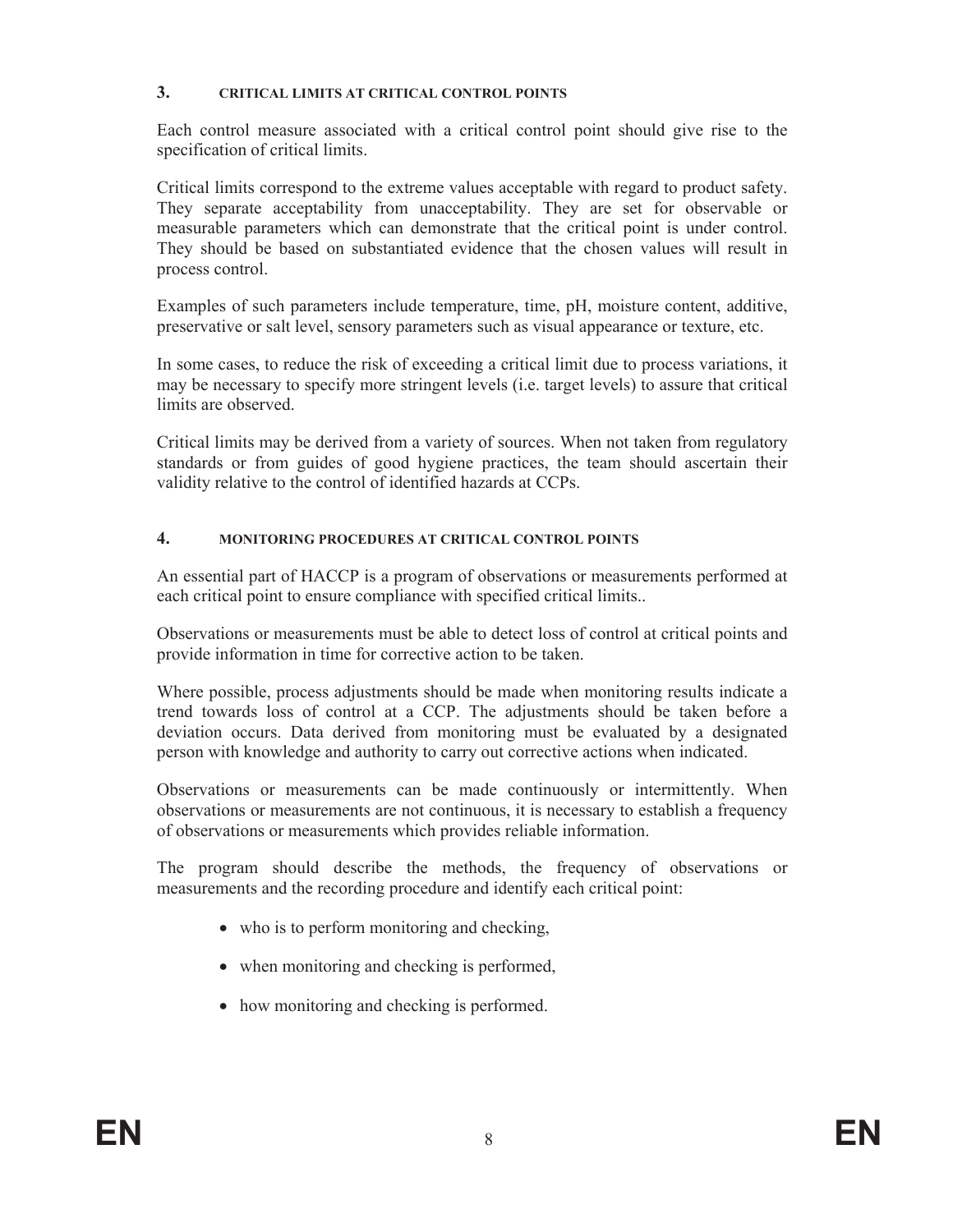## 3. CRITICAL LIMITS AT CRITICAL CONTROL POINTS

Each control measure associated with a critical control point should give rise to the specification of critical limits.

Critical limits correspond to the extreme values acceptable with regard to product safety. They separate acceptability from unacceptability. They are set for observable or measurable parameters which can demonstrate that the critical point is under control. They should be based on substantiated evidence that the chosen values will result in process control.

Examples of such parameters include temperature, time, pH, moisture content, additive, preservative or salt level, sensory parameters such as visual appearance or texture, etc.

In some cases, to reduce the risk of exceeding a critical limit due to process variations, it may be necessary to specify more stringent levels (i.e. target levels) to assure that critical limits are observed.

Critical limits may be derived from a variety of sources. When not taken from regulatory standards or from guides of good hygiene practices, the team should ascertain their validity relative to the control of identified hazards at CCPs.

## 4. MONITORING PROCEDURES AT CRITICAL CONTROL POINTS

An essential part of HACCP is a program of observations or measurements performed at each critical point to ensure compliance with specified critical limits..

Observations or measurements must be able to detect loss of control at critical points and provide information in time for corrective action to be taken.

Where possible, process adjustments should be made when monitoring results indicate a trend towards loss of control at a CCP. The adjustments should be taken before a deviation occurs. Data derived from monitoring must be evaluated by a designated person with knowledge and authority to carry out corrective actions when indicated.

Observations or measurements can be made continuously or intermittently. When observations or measurements are not continuous, it is necessary to establish a frequency of observations or measurements which provides reliable information.

The program should describe the methods, the frequency of observations or measurements and the recording procedure and identify each critical point:

- who is to perform monitoring and checking,
- when monitoring and checking is performed,
- how monitoring and checking is performed.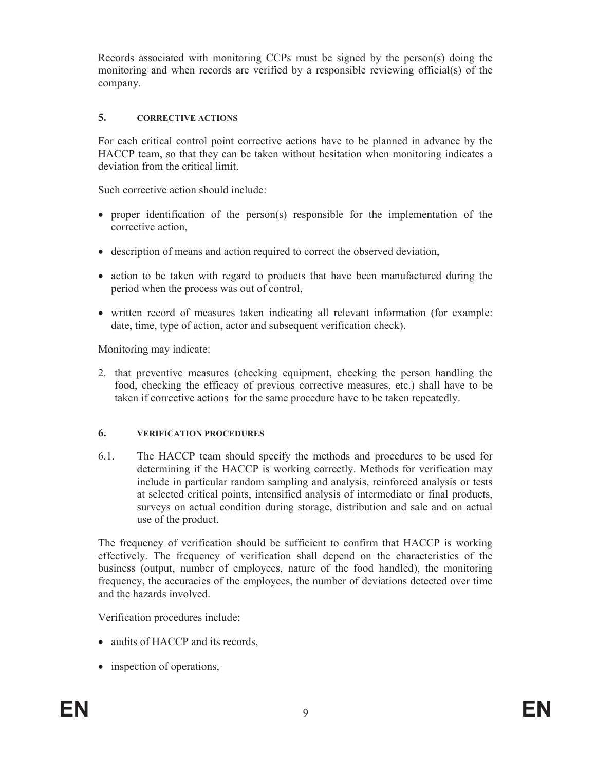Records associated with monitoring CCPs must be signed by the person(s) doing the monitoring and when records are verified by a responsible reviewing official(s) of the company.

## 5. CORRECTIVE ACTIONS

For each critical control point corrective actions have to be planned in advance by the HACCP team, so that they can be taken without hesitation when monitoring indicates a deviation from the critical limit.

Such corrective action should include:

- proper identification of the person(s) responsible for the implementation of the corrective action,
- description of means and action required to correct the observed deviation,
- action to be taken with regard to products that have been manufactured during the period when the process was out of control,
- written record of measures taken indicating all relevant information (for example: date, time, type of action, actor and subsequent verification check).

Monitoring may indicate:

2. that preventive measures (checking equipment, checking the person handling the food, checking the efficacy of previous corrective measures, etc.) shall have to be taken if corrective actions for the same procedure have to be taken repeatedly.

## 6. VERIFICATION PROCEDURES

6.1. The HACCP team should specify the methods and procedures to be used for determining if the HACCP is working correctly. Methods for verification may include in particular random sampling and analysis, reinforced analysis or tests at selected critical points, intensified analysis of intermediate or final products, surveys on actual condition during storage, distribution and sale and on actual use of the product.

The frequency of verification should be sufficient to confirm that HACCP is working effectively. The frequency of verification shall depend on the characteristics of the business (output, number of employees, nature of the food handled), the monitoring frequency, the accuracies of the employees, the number of deviations detected over time and the hazards involved.

Verification procedures include:

- audits of HACCP and its records,
- inspection of operations,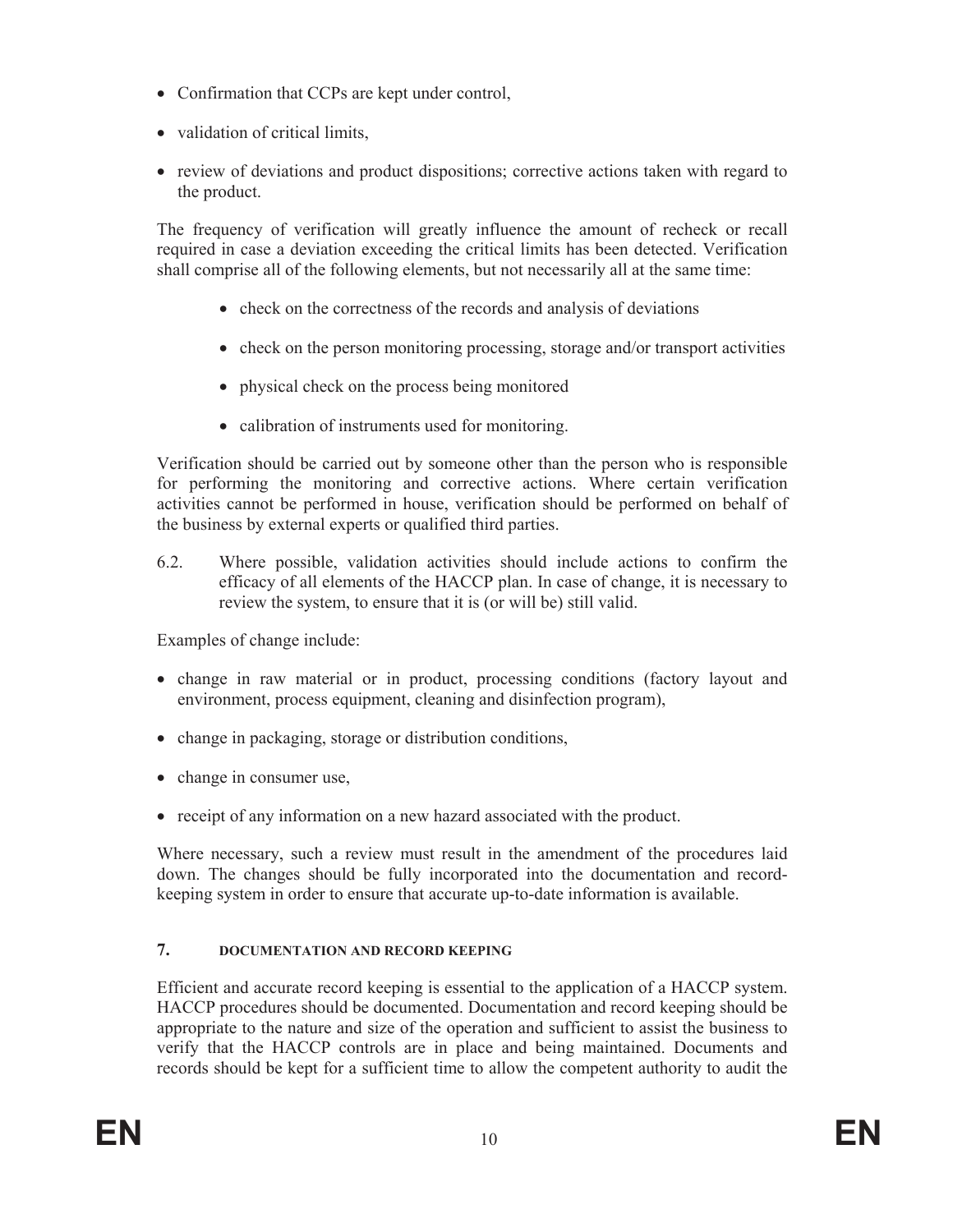- Confirmation that CCPs are kept under control,

- validation of critical limits,

- review of deviations and product dispositions; corrective actions taken with regard to the product.

The frequency of verification will greatly influence the amount of recheck or recall required in case a deviation exceeding the critical limits has been detected. Verification shall comprise all of the following elements, but not necessarily all at the same time:

  - check on the correctness of the records and analysis of deviations
  - check on the person monitoring processing, storage and/or transport activities
  - physical check on the process being monitored
  - calibration of instruments used for monitoring.

Verification should be carried out by someone other than the person who is responsible for performing the monitoring and corrective actions. Where certain verification activities cannot be performed in house, verification should be performed on behalf of the business by external experts or qualified third parties.

6.2. Where possible, validation activities should include actions to confirm the efficacy of all elements of the HACCP plan. In case of change, it is necessary to review the system, to ensure that it is (or will be) still valid.

Examples of change include:

- change in raw material or in product, processing conditions (factory layout and environment, process equipment, cleaning and disinfection program),

- change in packaging, storage or distribution conditions,

- change in consumer use,

- receipt of any information on a new hazard associated with the product.

Where necessary, such a review must result in the amendment of the procedures laid down. The changes should be fully incorporated into the documentation and record-keeping system in order to ensure that accurate up-to-date information is available.

## 7. DOCUMENTATION AND RECORD KEEPING

Efficient and accurate record keeping is essential to the application of a HACCP system. HACCP procedures should be documented. Documentation and record keeping should be appropriate to the nature and size of the operation and sufficient to assist the business to verify that the HACCP controls are in place and being maintained. Documents and records should be kept for a sufficient time to allow the competent authority to audit the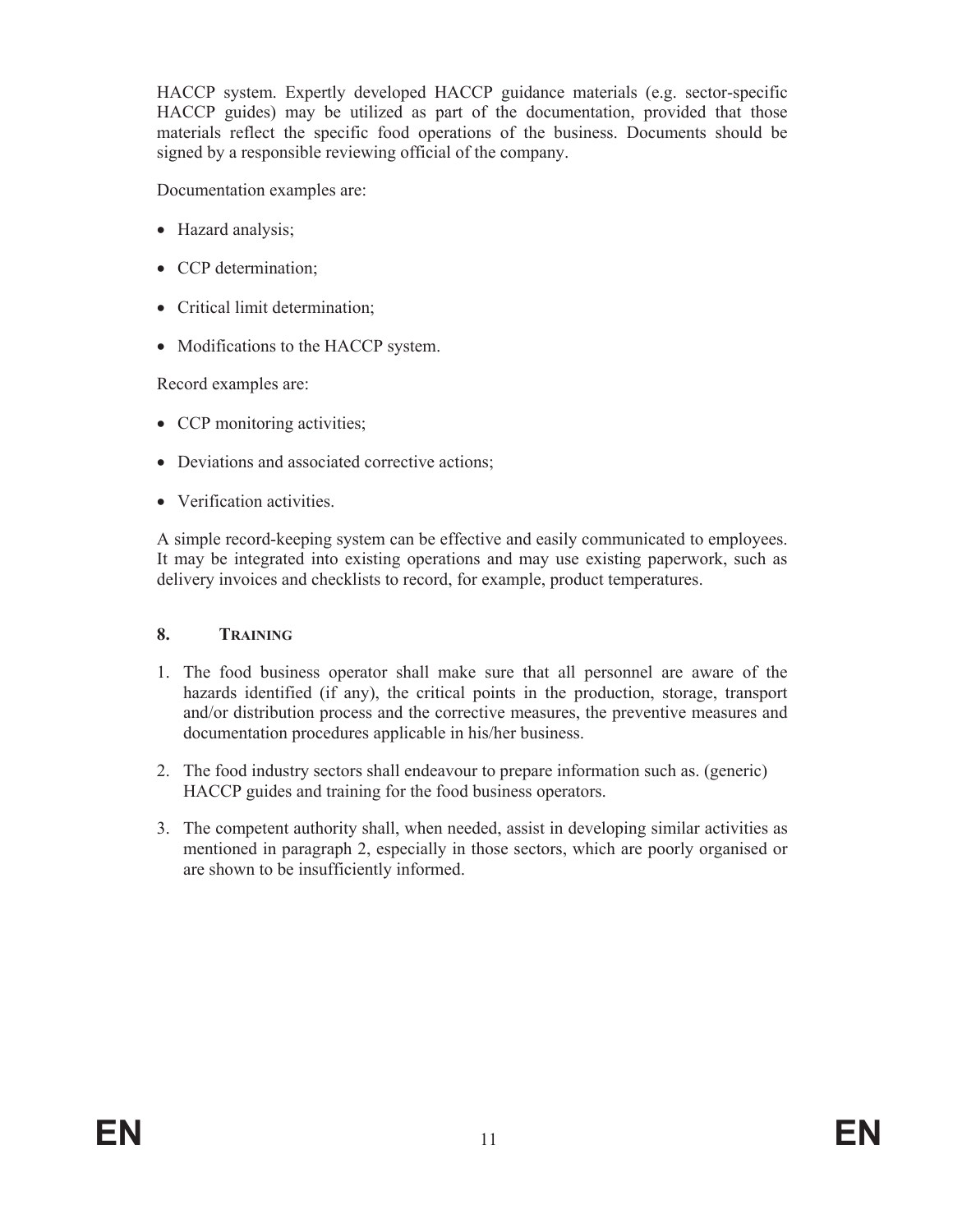HACCP system. Expertly developed HACCP guidance materials (e.g. sector-specific HACCP guides) may be utilized as part of the documentation, provided that those materials reflect the specific food operations of the business. Documents should be signed by a responsible reviewing official of the company.

Documentation examples are:

- Hazard analysis;
- CCP determination;
- Critical limit determination;
- Modifications to the HACCP system.

Record examples are:

- CCP monitoring activities;
- Deviations and associated corrective actions;
- Verification activities.

A simple record-keeping system can be effective and easily communicated to employees. It may be integrated into existing operations and may use existing paperwork, such as delivery invoices and checklists to record, for example, product temperatures.

## 8. TRAINING

1. The food business operator shall make sure that all personnel are aware of the hazards identified (if any), the critical points in the production, storage, transport and/or distribution process and the corrective measures, the preventive measures and documentation procedures applicable in his/her business.
2. The food industry sectors shall endeavour to prepare information such as. (generic) HACCP guides and training for the food business operators.
3. The competent authority shall, when needed, assist in developing similar activities as mentioned in paragraph 2, especially in those sectors, which are poorly organised or are shown to be insufficiently informed.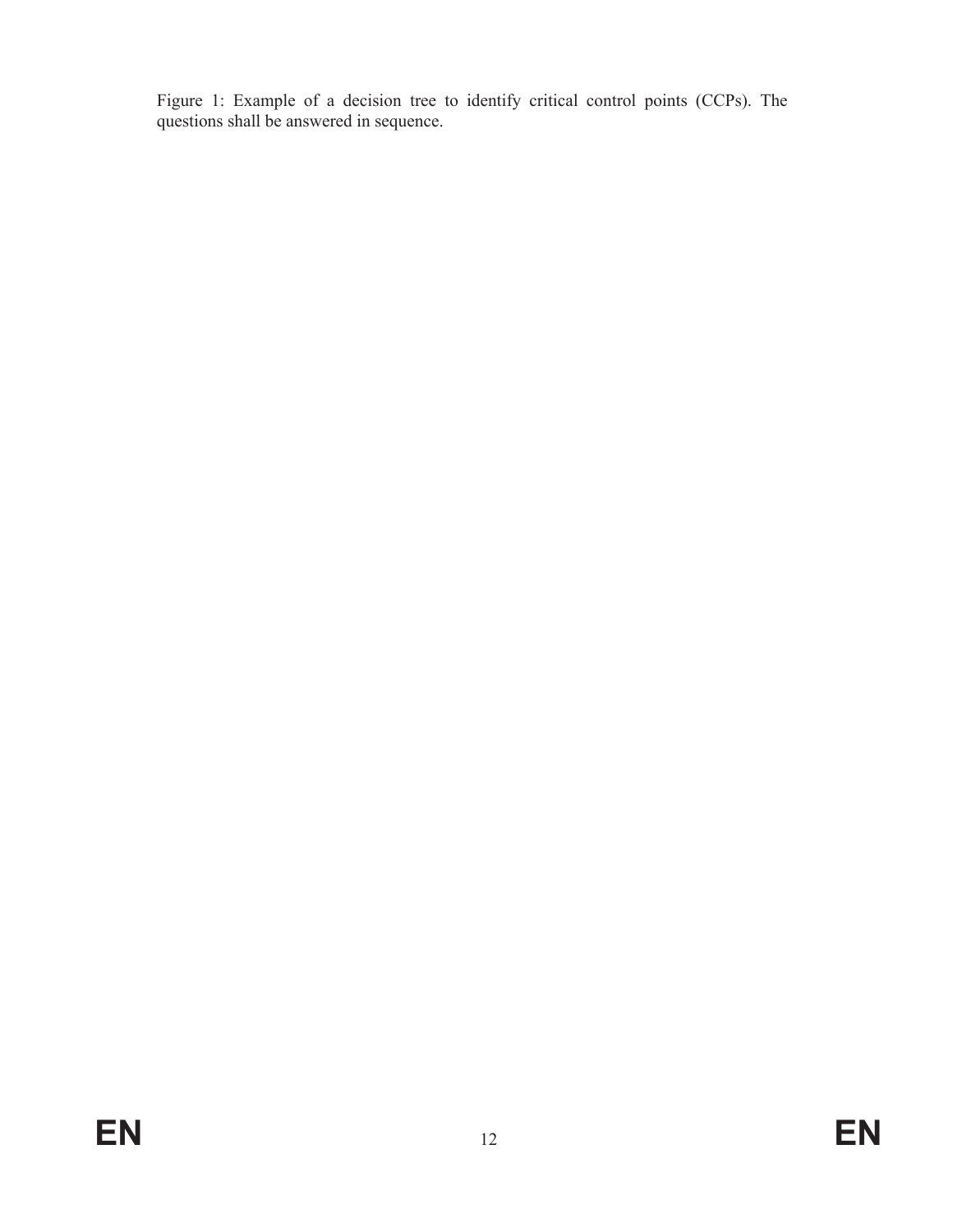Figure 1: Example of a decision tree to identify critical control points (CCPs). The questions shall be answered in sequence.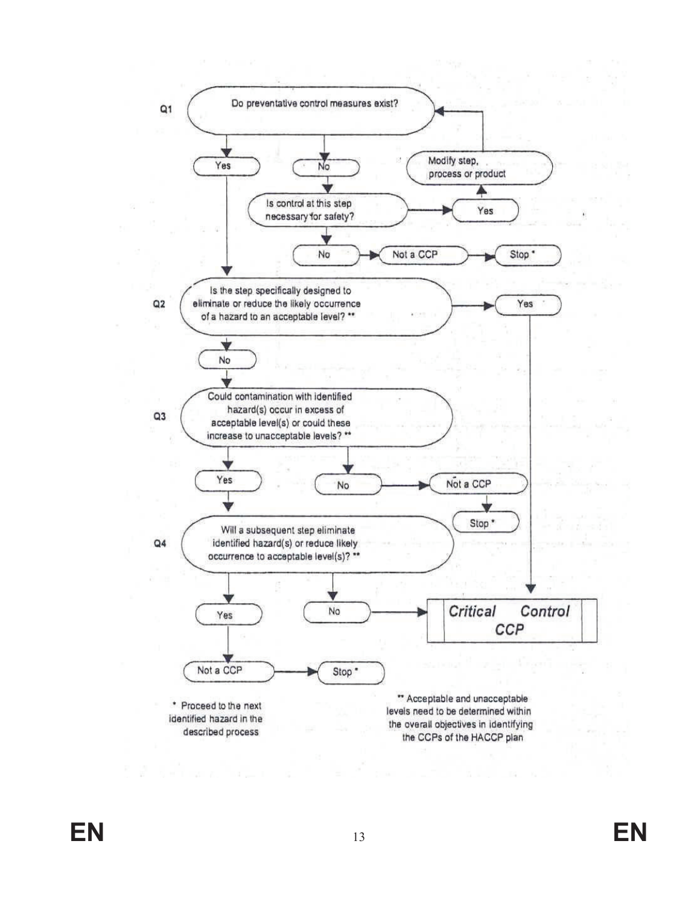Q1

Do preventative control measures exist?

Yes

No

Is control at this step necessary for safety?

Yes

Modify step, process or product

No

Not a CCP

Stop *

Q2

Is the step specifically designed to eliminate or reduce the likely occurrence of a hazard to an acceptable level? **

Yes

No

Q3

Could contamination with identified hazard(s) occur in excess of acceptable level(s) or could these increase to unacceptable levels? **

Yes

No

Not a CCP

Stop *

Q4

Will a subsequent step eliminate identified hazard(s) or reduce likely occurrence to acceptable level(s)? **

Yes

No

Critical Control CCP

Not a CCP

Stop *

\* Proceed to the next identified hazard in the described process

\*\* Acceptable and unacceptable levels need to be determined within the overall objectives in identifying the CCPs of the HACCP plan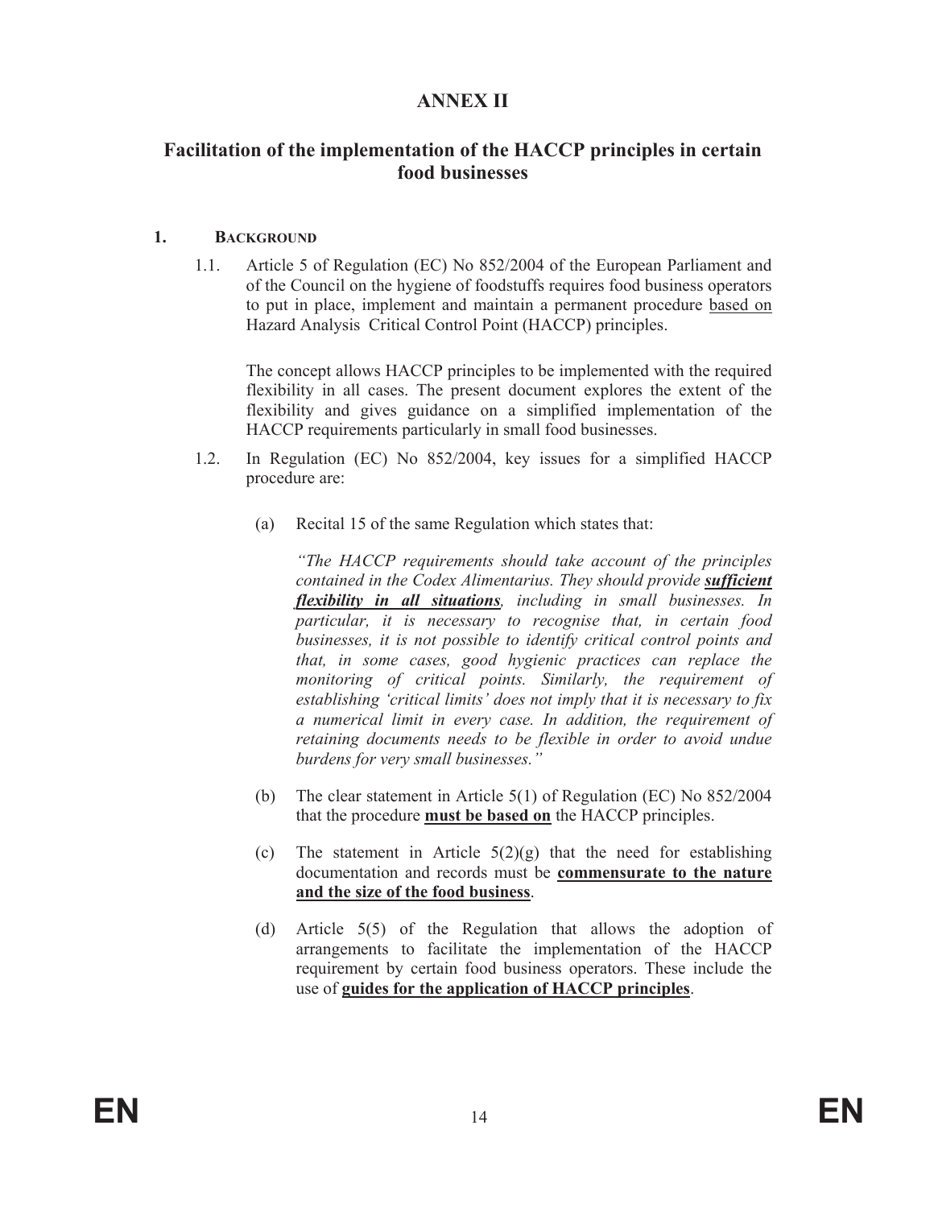# ANNEX II

## Facilitation of the implementation of the HACCP principles in certain food businesses

### 1. BACKGROUND

1.1. Article 5 of Regulation (EC) No 852/2004 of the European Parliament and of the Council on the hygiene of foodstuffs requires food business operators to put in place, implement and maintain a permanent procedure <u>based on</u> Hazard Analysis Critical Control Point (HACCP) principles.

The concept allows HACCP principles to be implemented with the required flexibility in all cases. The present document explores the extent of the flexibility and gives guidance on a simplified implementation of the HACCP requirements particularly in small food businesses.

1.2. In Regulation (EC) No 852/2004, key issues for a simplified HACCP procedure are:

(a) Recital 15 of the same Regulation which states that:

*"The HACCP requirements should take account of the principles contained in the Codex Alimentarius. They should provide* ***<u>sufficient flexibility in all situations</u>****, including in small businesses. In particular, it is necessary to recognise that, in certain food businesses, it is not possible to identify critical control points and that, in some cases, good hygienic practices can replace the monitoring of critical points. Similarly, the requirement of establishing 'critical limits' does not imply that it is necessary to fix a numerical limit in every case. In addition, the requirement of retaining documents needs to be flexible in order to avoid undue burdens for very small businesses."*

(b) The clear statement in Article 5(1) of Regulation (EC) No 852/2004 that the procedure **<u>must be based on</u>** the HACCP principles.

(c) The statement in Article 5(2)(g) that the need for establishing documentation and records must be **<u>commensurate to the nature and the size of the food business</u>**.

(d) Article 5(5) of the Regulation that allows the adoption of arrangements to facilitate the implementation of the HACCP requirement by certain food business operators. These include the use of **<u>guides for the application of HACCP principles</u>**.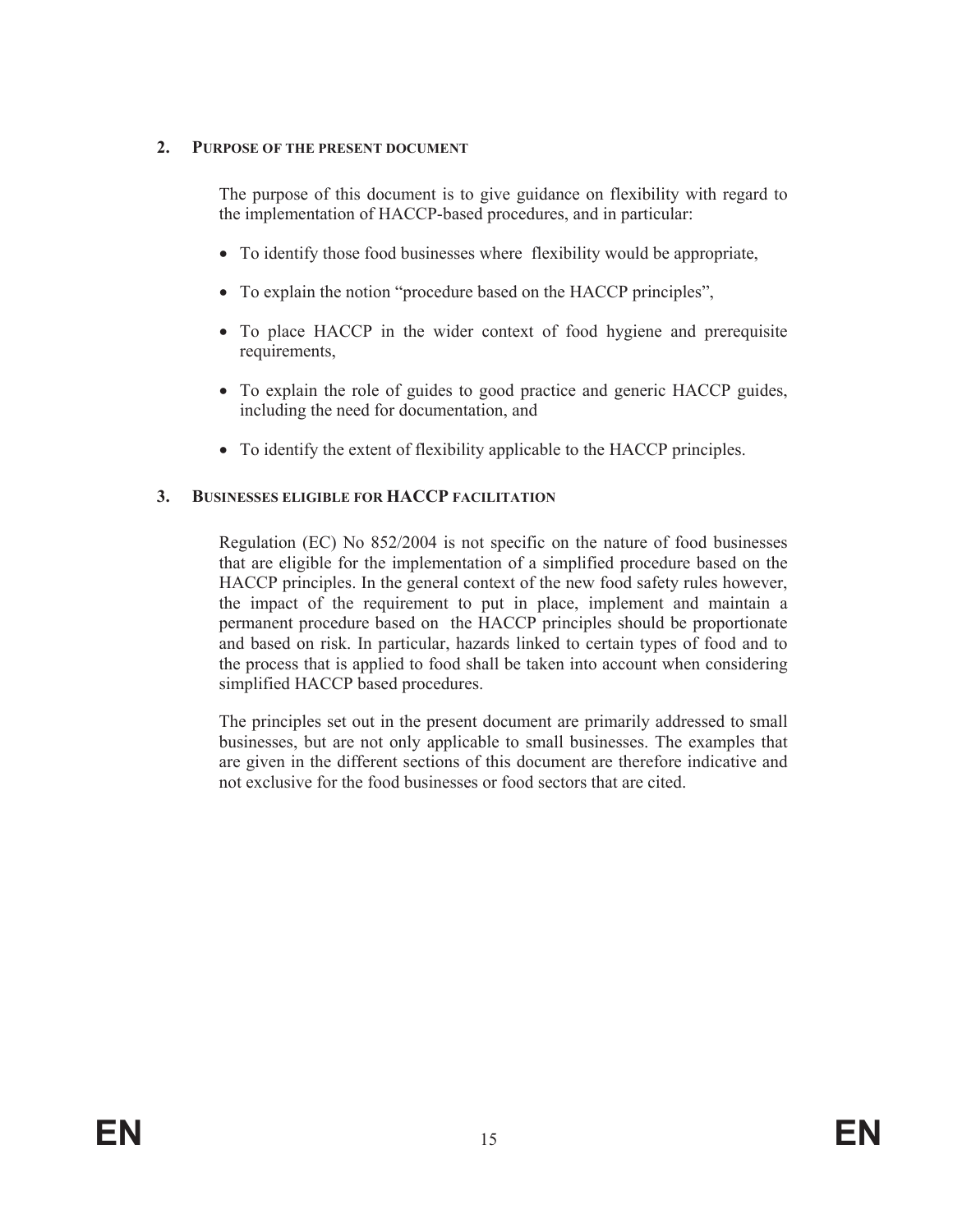## 2. Purpose of the present document

The purpose of this document is to give guidance on flexibility with regard to the implementation of HACCP-based procedures, and in particular:

- To identify those food businesses where flexibility would be appropriate,
- To explain the notion "procedure based on the HACCP principles",
- To place HACCP in the wider context of food hygiene and prerequisite requirements,
- To explain the role of guides to good practice and generic HACCP guides, including the need for documentation, and
- To identify the extent of flexibility applicable to the HACCP principles.

## 3. Businesses eligible for HACCP facilitation

Regulation (EC) No 852/2004 is not specific on the nature of food businesses that are eligible for the implementation of a simplified procedure based on the HACCP principles. In the general context of the new food safety rules however, the impact of the requirement to put in place, implement and maintain a permanent procedure based on the HACCP principles should be proportionate and based on risk. In particular, hazards linked to certain types of food and to the process that is applied to food shall be taken into account when considering simplified HACCP based procedures.

The principles set out in the present document are primarily addressed to small businesses, but are not only applicable to small businesses. The examples that are given in the different sections of this document are therefore indicative and not exclusive for the food businesses or food sectors that are cited.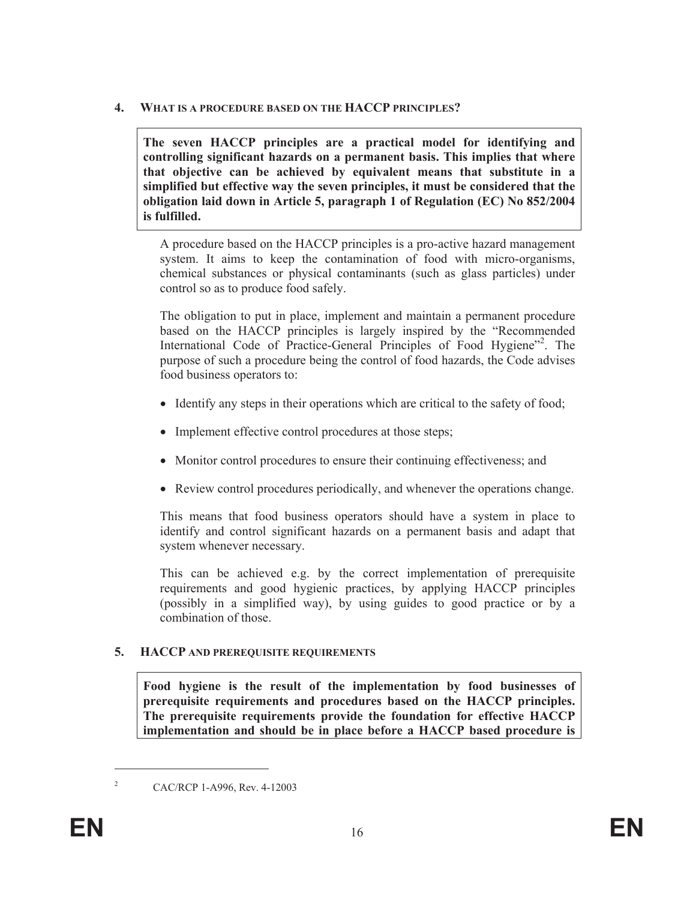## 4. WHAT IS A PROCEDURE BASED ON THE HACCP PRINCIPLES?

**The seven HACCP principles are a practical model for identifying and controlling significant hazards on a permanent basis. This implies that where that objective can be achieved by equivalent means that substitute in a simplified but effective way the seven principles, it must be considered that the obligation laid down in Article 5, paragraph 1 of Regulation (EC) No 852/2004 is fulfilled.**

A procedure based on the HACCP principles is a pro-active hazard management system. It aims to keep the contamination of food with micro-organisms, chemical substances or physical contaminants (such as glass particles) under control so as to produce food safely.

The obligation to put in place, implement and maintain a permanent procedure based on the HACCP principles is largely inspired by the "Recommended International Code of Practice-General Principles of Food Hygiene"[2]. The purpose of such a procedure being the control of food hazards, the Code advises food business operators to:

- Identify any steps in their operations which are critical to the safety of food;
- Implement effective control procedures at those steps;
- Monitor control procedures to ensure their continuing effectiveness; and
- Review control procedures periodically, and whenever the operations change.

This means that food business operators should have a system in place to identify and control significant hazards on a permanent basis and adapt that system whenever necessary.

This can be achieved e.g. by the correct implementation of prerequisite requirements and good hygienic practices, by applying HACCP principles (possibly in a simplified way), by using guides to good practice or by a combination of those.

## 5. HACCP AND PREREQUISITE REQUIREMENTS

**Food hygiene is the result of the implementation by food businesses of prerequisite requirements and procedures based on the HACCP principles. The prerequisite requirements provide the foundation for effective HACCP implementation and should be in place before a HACCP based procedure is**

[2] CAC/RCP 1-A996, Rev. 4-12003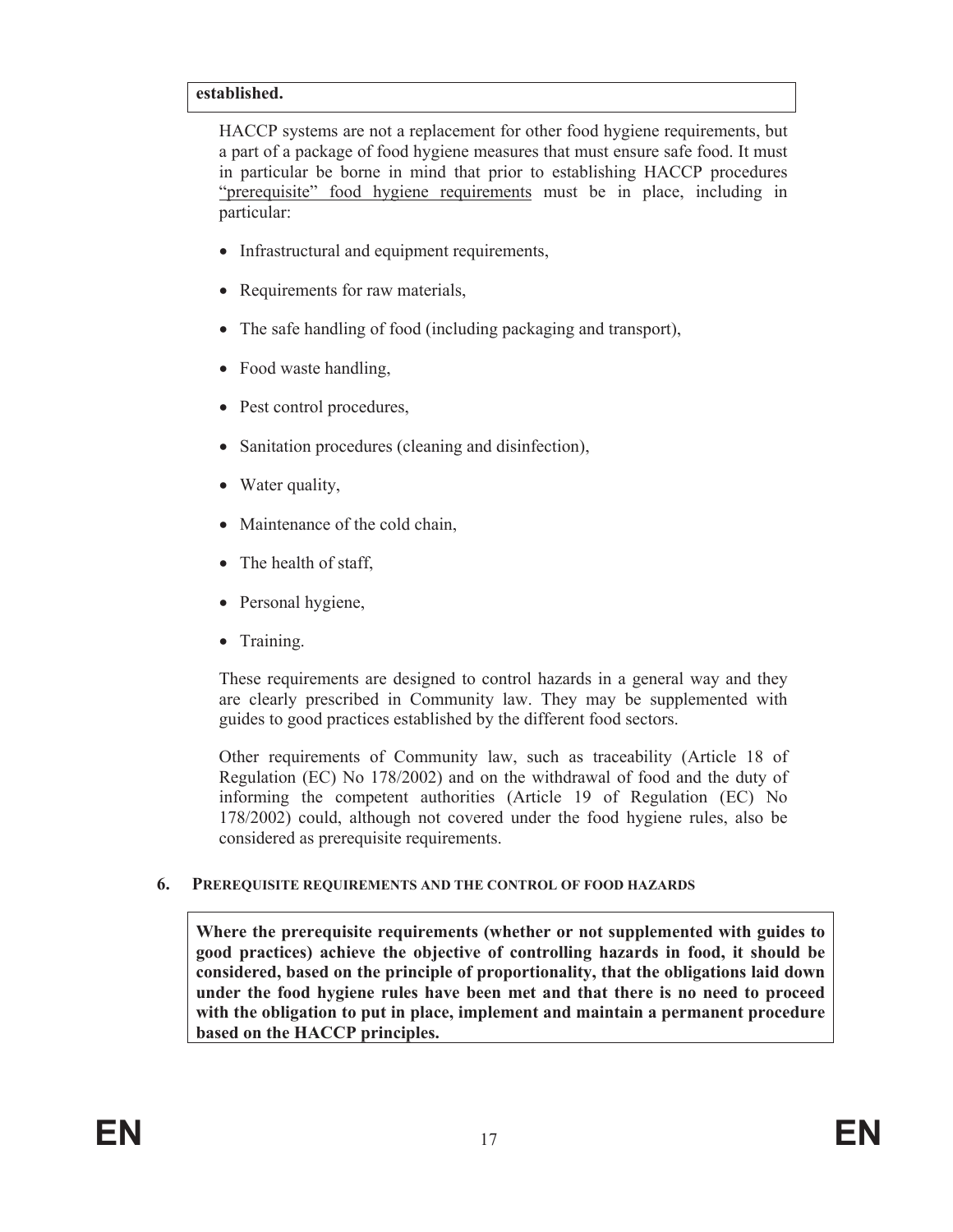**established.**

HACCP systems are not a replacement for other food hygiene requirements, but a part of a package of food hygiene measures that must ensure safe food. It must in particular be borne in mind that prior to establishing HACCP procedures "prerequisite" food hygiene requirements must be in place, including in particular:

- Infrastructural and equipment requirements,
- Requirements for raw materials,
- The safe handling of food (including packaging and transport),
- Food waste handling,
- Pest control procedures,
- Sanitation procedures (cleaning and disinfection),
- Water quality,
- Maintenance of the cold chain,
- The health of staff,
- Personal hygiene,
- Training.

These requirements are designed to control hazards in a general way and they are clearly prescribed in Community law. They may be supplemented with guides to good practices established by the different food sectors.

Other requirements of Community law, such as traceability (Article 18 of Regulation (EC) No 178/2002) and on the withdrawal of food and the duty of informing the competent authorities (Article 19 of Regulation (EC) No 178/2002) could, although not covered under the food hygiene rules, also be considered as prerequisite requirements.

## 6. PREREQUISITE REQUIREMENTS AND THE CONTROL OF FOOD HAZARDS

**Where the prerequisite requirements (whether or not supplemented with guides to good practices) achieve the objective of controlling hazards in food, it should be considered, based on the principle of proportionality, that the obligations laid down under the food hygiene rules have been met and that there is no need to proceed with the obligation to put in place, implement and maintain a permanent procedure based on the HACCP principles.**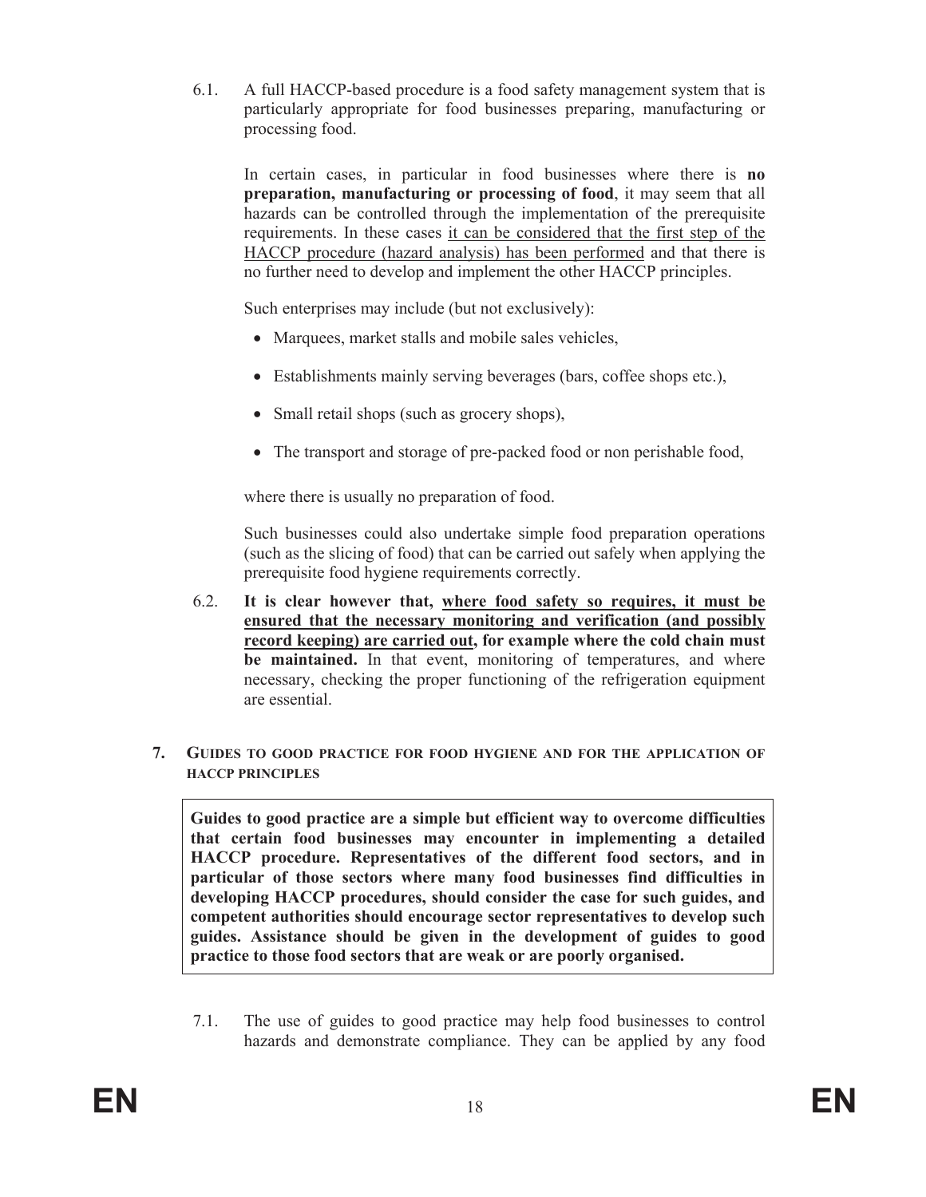6.1. A full HACCP-based procedure is a food safety management system that is particularly appropriate for food businesses preparing, manufacturing or processing food.

In certain cases, in particular in food businesses where there is **no preparation, manufacturing or processing of food**, it may seem that all hazards can be controlled through the implementation of the prerequisite requirements. In these cases <u>it can be considered that the first step of the HACCP procedure (hazard analysis) has been performed</u> and that there is no further need to develop and implement the other HACCP principles.

Such enterprises may include (but not exclusively):

- Marquees, market stalls and mobile sales vehicles,
- Establishments mainly serving beverages (bars, coffee shops etc.),
- Small retail shops (such as grocery shops),
- The transport and storage of pre-packed food or non perishable food,

where there is usually no preparation of food.

Such businesses could also undertake simple food preparation operations (such as the slicing of food) that can be carried out safely when applying the prerequisite food hygiene requirements correctly.

6.2. **It is clear however that, <u>where food safety so requires, it must be ensured that the necessary monitoring and verification (and possibly record keeping) are carried out</u>, for example where the cold chain must be maintained.** In that event, monitoring of temperatures, and where necessary, checking the proper functioning of the refrigeration equipment are essential.

## 7. Guides to good practice for food hygiene and for the application of HACCP principles

**Guides to good practice are a simple but efficient way to overcome difficulties that certain food businesses may encounter in implementing a detailed HACCP procedure. Representatives of the different food sectors, and in particular of those sectors where many food businesses find difficulties in developing HACCP procedures, should consider the case for such guides, and competent authorities should encourage sector representatives to develop such guides. Assistance should be given in the development of guides to good practice to those food sectors that are weak or are poorly organised.**

7.1. The use of guides to good practice may help food businesses to control hazards and demonstrate compliance. They can be applied by any food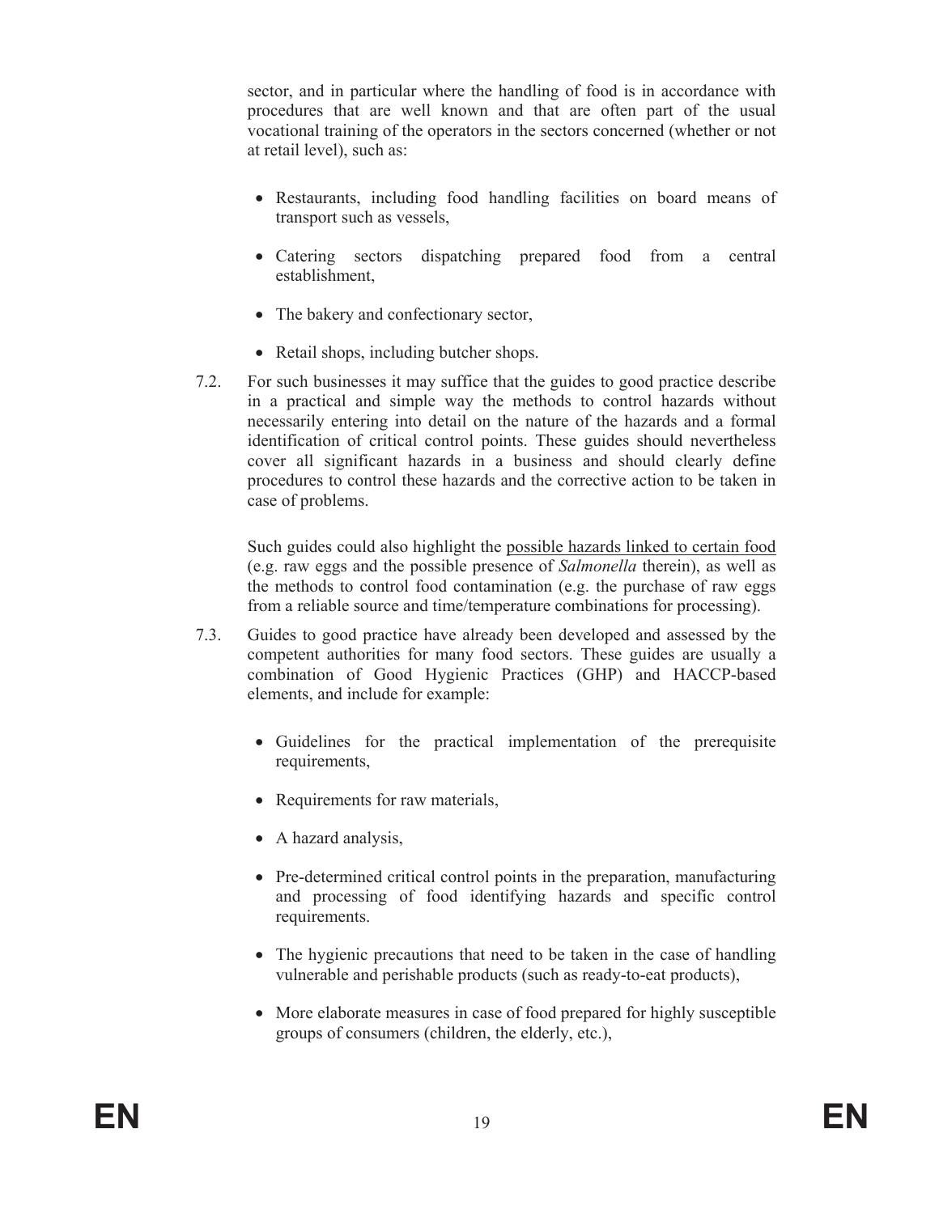sector, and in particular where the handling of food is in accordance with procedures that are well known and that are often part of the usual vocational training of the operators in the sectors concerned (whether or not at retail level), such as:

- Restaurants, including food handling facilities on board means of transport such as vessels,
- Catering sectors dispatching prepared food from a central establishment,
- The bakery and confectionary sector,
- Retail shops, including butcher shops.

7.2. For such businesses it may suffice that the guides to good practice describe in a practical and simple way the methods to control hazards without necessarily entering into detail on the nature of the hazards and a formal identification of critical control points. These guides should nevertheless cover all significant hazards in a business and should clearly define procedures to control these hazards and the corrective action to be taken in case of problems.

Such guides could also highlight the <u>possible hazards linked to certain food</u> (e.g. raw eggs and the possible presence of *Salmonella* therein), as well as the methods to control food contamination (e.g. the purchase of raw eggs from a reliable source and time/temperature combinations for processing).

7.3. Guides to good practice have already been developed and assessed by the competent authorities for many food sectors. These guides are usually a combination of Good Hygienic Practices (GHP) and HACCP-based elements, and include for example:

- Guidelines for the practical implementation of the prerequisite requirements,
- Requirements for raw materials,
- A hazard analysis,
- Pre-determined critical control points in the preparation, manufacturing and processing of food identifying hazards and specific control requirements.
- The hygienic precautions that need to be taken in the case of handling vulnerable and perishable products (such as ready-to-eat products),
- More elaborate measures in case of food prepared for highly susceptible groups of consumers (children, the elderly, etc.),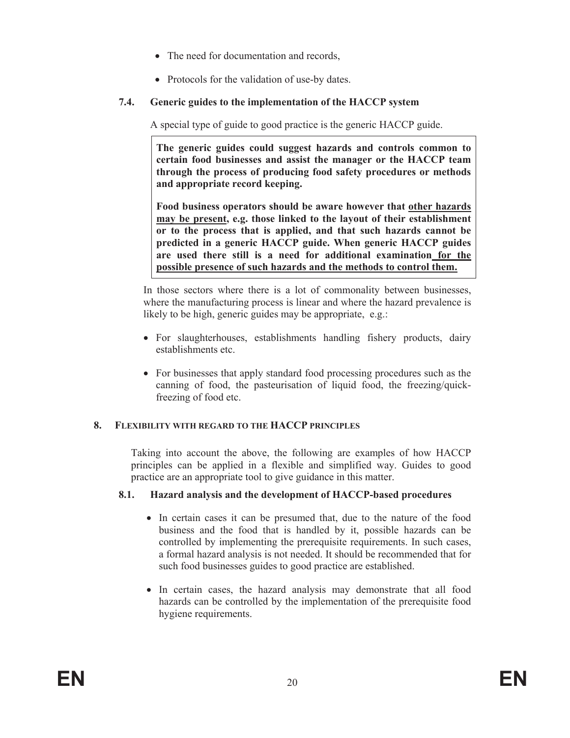- The need for documentation and records,
- Protocols for the validation of use-by dates.

### 7.4. Generic guides to the implementation of the HACCP system

A special type of guide to good practice is the generic HACCP guide.

> **The generic guides could suggest hazards and controls common to certain food businesses and assist the manager or the HACCP team through the process of producing food safety procedures or methods and appropriate record keeping.**
>
> **Food business operators should be aware however that <u>other hazards may be present</u>, e.g. those linked to the layout of their establishment or to the process that is applied, and that such hazards cannot be predicted in a generic HACCP guide. When generic HACCP guides are used there still is a need for additional examination <u>for the possible presence of such hazards and the methods to control them.</u>**

In those sectors where there is a lot of commonality between businesses, where the manufacturing process is linear and where the hazard prevalence is likely to be high, generic guides may be appropriate, e.g.:

- For slaughterhouses, establishments handling fishery products, dairy establishments etc.
- For businesses that apply standard food processing procedures such as the canning of food, the pasteurisation of liquid food, the freezing/quick-freezing of food etc.

## 8. Flexibility with regard to the HACCP principles

Taking into account the above, the following are examples of how HACCP principles can be applied in a flexible and simplified way. Guides to good practice are an appropriate tool to give guidance in this matter.

### 8.1. Hazard analysis and the development of HACCP-based procedures

- In certain cases it can be presumed that, due to the nature of the food business and the food that is handled by it, possible hazards can be controlled by implementing the prerequisite requirements. In such cases, a formal hazard analysis is not needed. It should be recommended that for such food businesses guides to good practice are established.
- In certain cases, the hazard analysis may demonstrate that all food hazards can be controlled by the implementation of the prerequisite food hygiene requirements.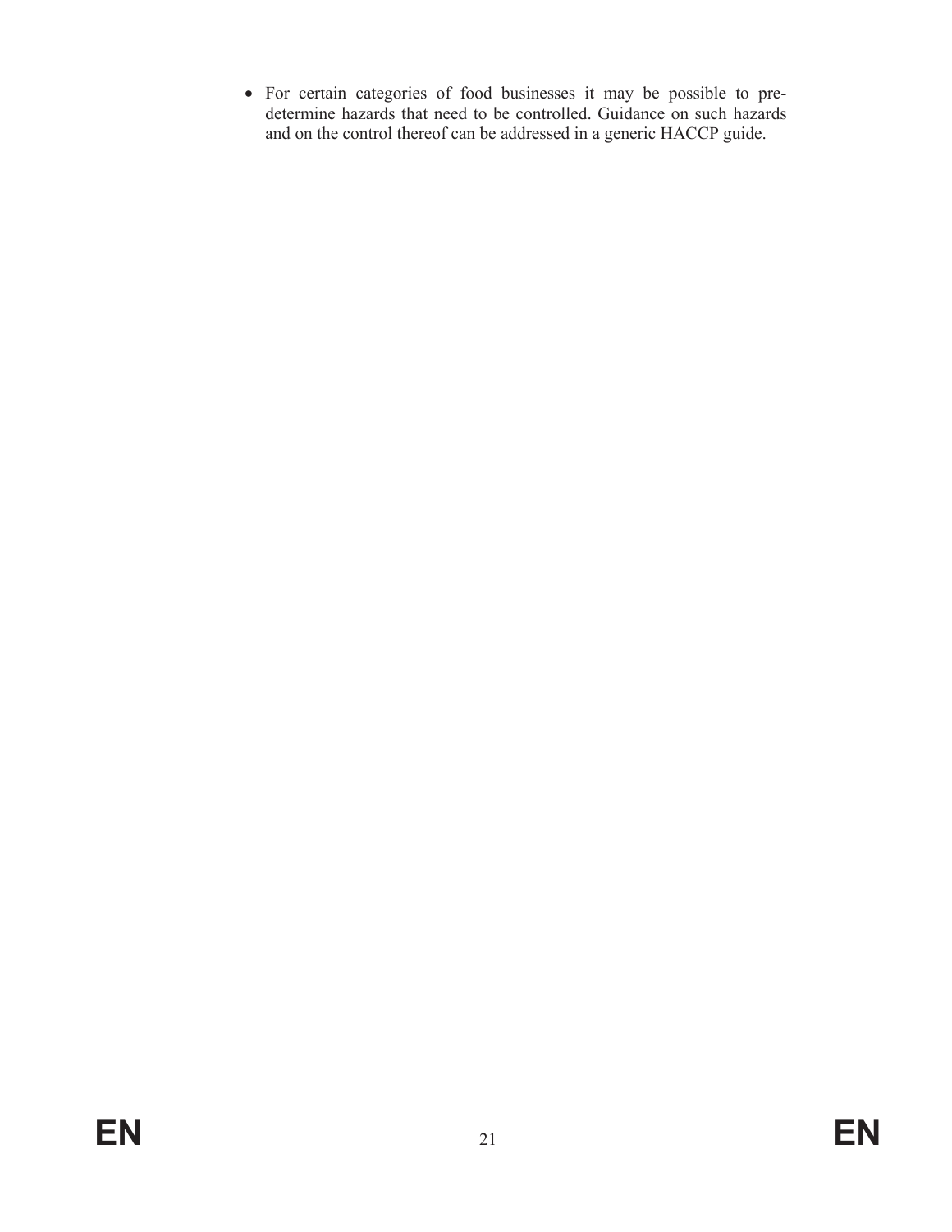- For certain categories of food businesses it may be possible to pre-determine hazards that need to be controlled. Guidance on such hazards and on the control thereof can be addressed in a generic HACCP guide.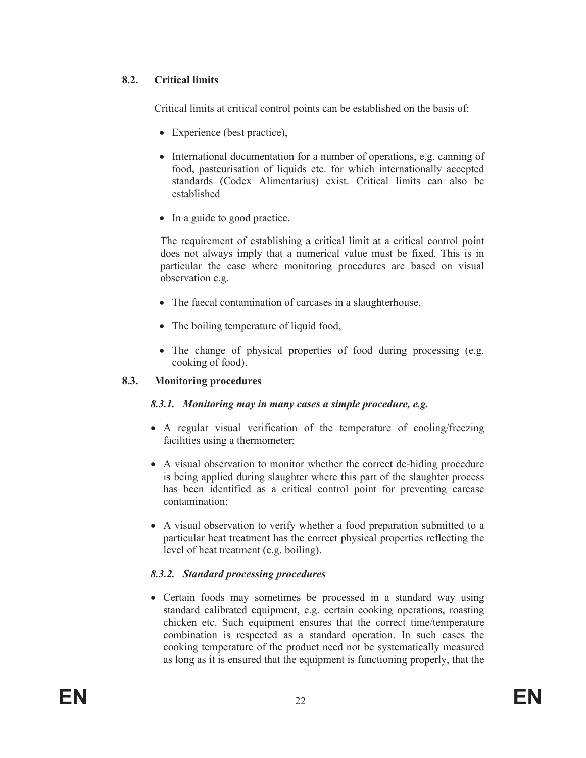## 8.2. Critical limits

Critical limits at critical control points can be established on the basis of:

- Experience (best practice),
- International documentation for a number of operations, e.g. canning of food, pasteurisation of liquids etc. for which internationally accepted standards (Codex Alimentarius) exist. Critical limits can also be established
- In a guide to good practice.

The requirement of establishing a critical limit at a critical control point does not always imply that a numerical value must be fixed. This is in particular the case where monitoring procedures are based on visual observation e.g.

- The faecal contamination of carcases in a slaughterhouse,
- The boiling temperature of liquid food,
- The change of physical properties of food during processing (e.g. cooking of food).

## 8.3. Monitoring procedures

### *8.3.1. Monitoring may in many cases a simple procedure, e.g.*

- A regular visual verification of the temperature of cooling/freezing facilities using a thermometer;
- A visual observation to monitor whether the correct de-hiding procedure is being applied during slaughter where this part of the slaughter process has been identified as a critical control point for preventing carcase contamination;
- A visual observation to verify whether a food preparation submitted to a particular heat treatment has the correct physical properties reflecting the level of heat treatment (e.g. boiling).

### *8.3.2. Standard processing procedures*

- Certain foods may sometimes be processed in a standard way using standard calibrated equipment, e.g. certain cooking operations, roasting chicken etc. Such equipment ensures that the correct time/temperature combination is respected as a standard operation. In such cases the cooking temperature of the product need not be systematically measured as long as it is ensured that the equipment is functioning properly, that the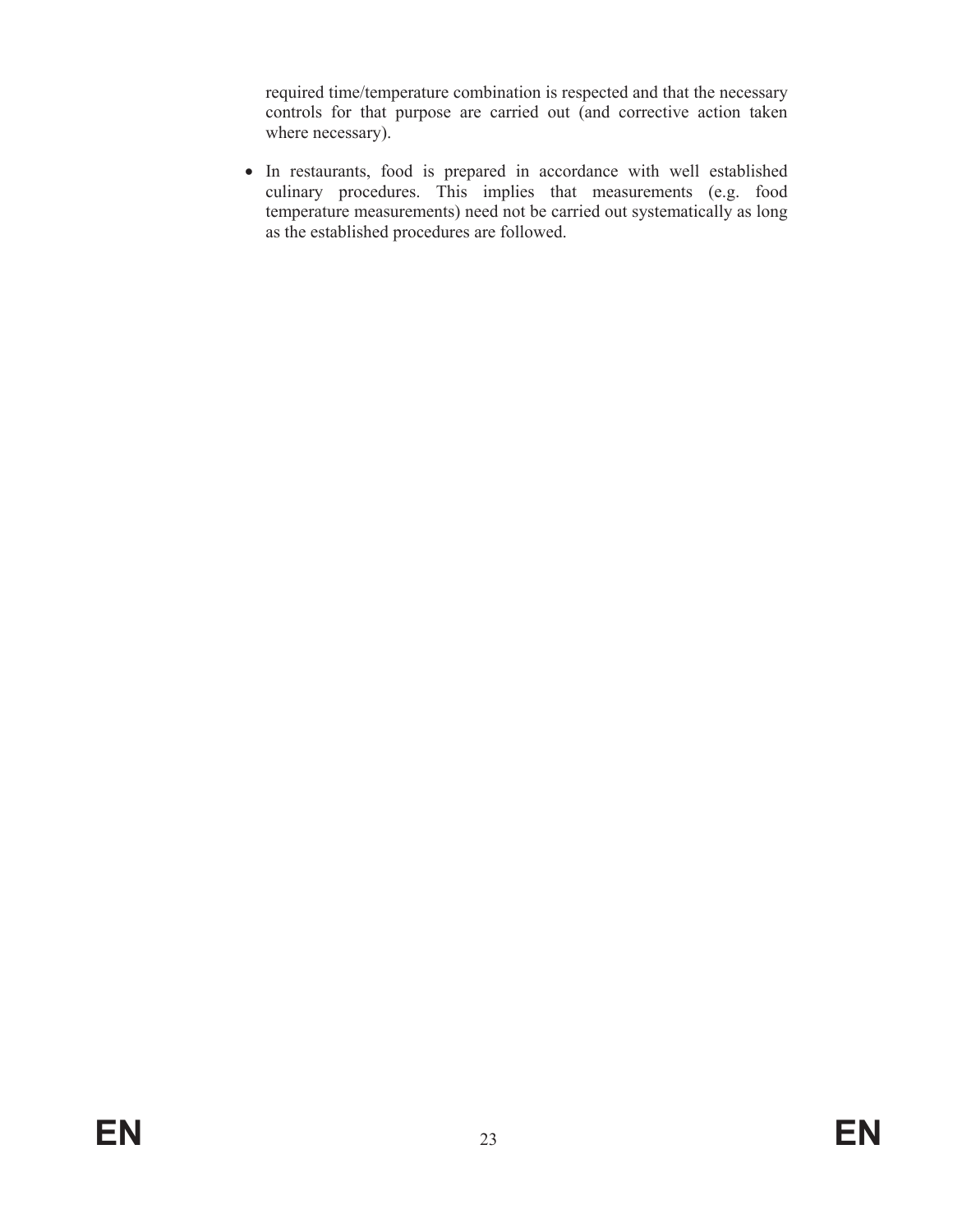required time/temperature combination is respected and that the necessary controls for that purpose are carried out (and corrective action taken where necessary).

- In restaurants, food is prepared in accordance with well established culinary procedures. This implies that measurements (e.g. food temperature measurements) need not be carried out systematically as long as the established procedures are followed.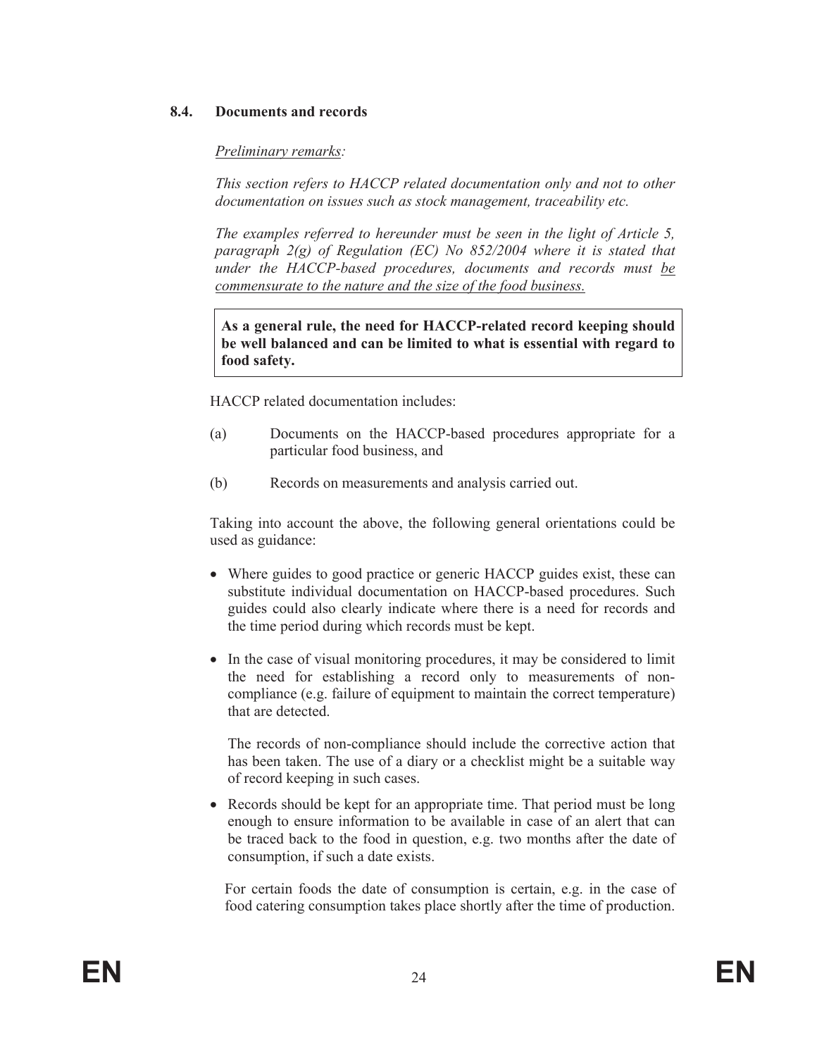### 8.4. Documents and records

*<u>Preliminary remarks</u>:*

*This section refers to HACCP related documentation only and not to other documentation on issues such as stock management, traceability etc.*

*The examples referred to hereunder must be seen in the light of Article 5, paragraph 2(g) of Regulation (EC) No 852/2004 where it is stated that under the HACCP-based procedures, documents and records must <u>be commensurate to the nature and the size of the food business.</u>*

> **As a general rule, the need for HACCP-related record keeping should be well balanced and can be limited to what is essential with regard to food safety.**

HACCP related documentation includes:

(a) Documents on the HACCP-based procedures appropriate for a particular food business, and

(b) Records on measurements and analysis carried out.

Taking into account the above, the following general orientations could be used as guidance:

- Where guides to good practice or generic HACCP guides exist, these can substitute individual documentation on HACCP-based procedures. Such guides could also clearly indicate where there is a need for records and the time period during which records must be kept.

- In the case of visual monitoring procedures, it may be considered to limit the need for establishing a record only to measurements of non-compliance (e.g. failure of equipment to maintain the correct temperature) that are detected.

  The records of non-compliance should include the corrective action that has been taken. The use of a diary or a checklist might be a suitable way of record keeping in such cases.

- Records should be kept for an appropriate time. That period must be long enough to ensure information to be available in case of an alert that can be traced back to the food in question, e.g. two months after the date of consumption, if such a date exists.

  For certain foods the date of consumption is certain, e.g. in the case of food catering consumption takes place shortly after the time of production.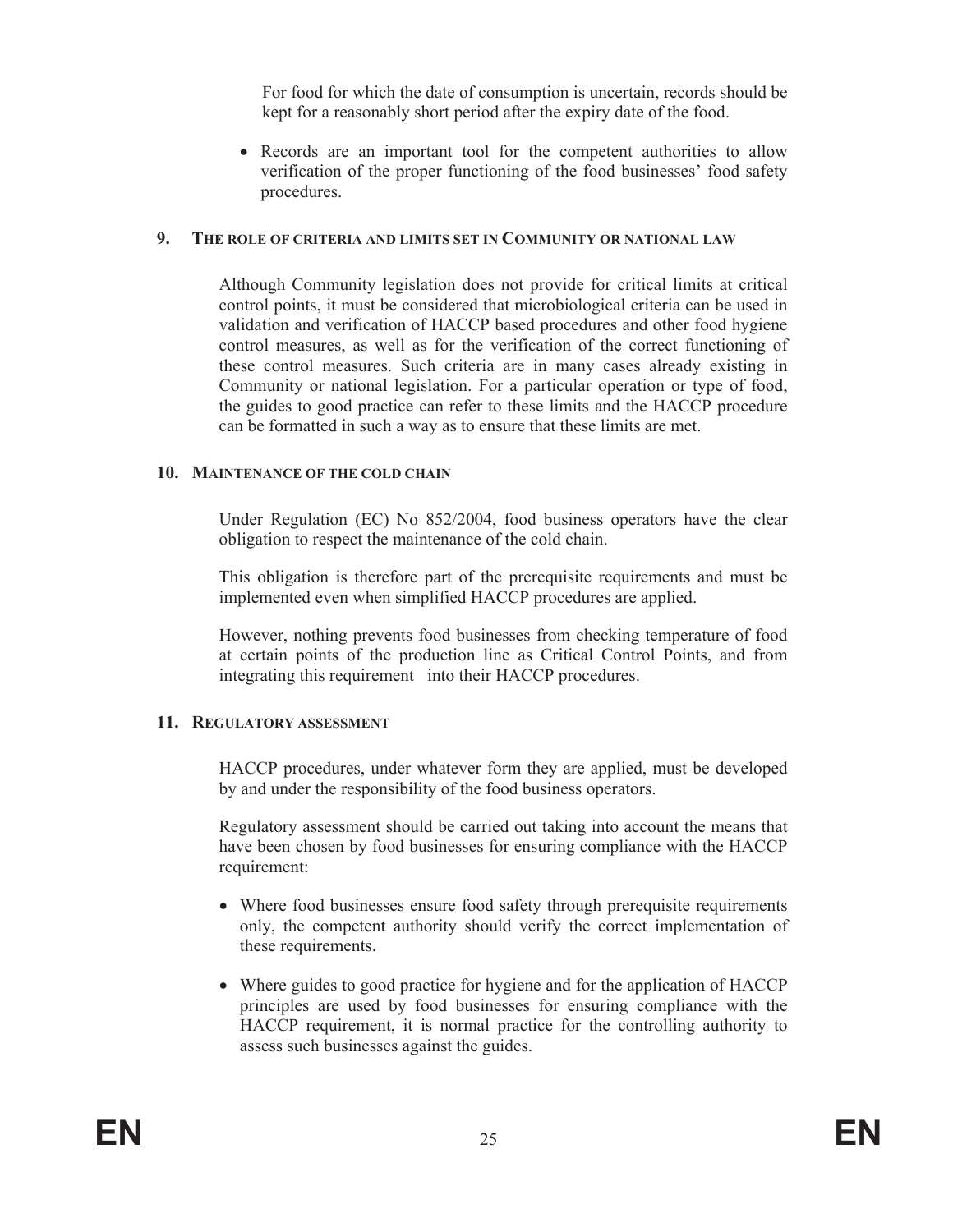For food for which the date of consumption is uncertain, records should be kept for a reasonably short period after the expiry date of the food.

- Records are an important tool for the competent authorities to allow verification of the proper functioning of the food businesses' food safety procedures.

## 9. THE ROLE OF CRITERIA AND LIMITS SET IN COMMUNITY OR NATIONAL LAW

Although Community legislation does not provide for critical limits at critical control points, it must be considered that microbiological criteria can be used in validation and verification of HACCP based procedures and other food hygiene control measures, as well as for the verification of the correct functioning of these control measures. Such criteria are in many cases already existing in Community or national legislation. For a particular operation or type of food, the guides to good practice can refer to these limits and the HACCP procedure can be formatted in such a way as to ensure that these limits are met.

## 10. MAINTENANCE OF THE COLD CHAIN

Under Regulation (EC) No 852/2004, food business operators have the clear obligation to respect the maintenance of the cold chain.

This obligation is therefore part of the prerequisite requirements and must be implemented even when simplified HACCP procedures are applied.

However, nothing prevents food businesses from checking temperature of food at certain points of the production line as Critical Control Points, and from integrating this requirement into their HACCP procedures.

## 11. REGULATORY ASSESSMENT

HACCP procedures, under whatever form they are applied, must be developed by and under the responsibility of the food business operators.

Regulatory assessment should be carried out taking into account the means that have been chosen by food businesses for ensuring compliance with the HACCP requirement:

- Where food businesses ensure food safety through prerequisite requirements only, the competent authority should verify the correct implementation of these requirements.
- Where guides to good practice for hygiene and for the application of HACCP principles are used by food businesses for ensuring compliance with the HACCP requirement, it is normal practice for the controlling authority to assess such businesses against the guides.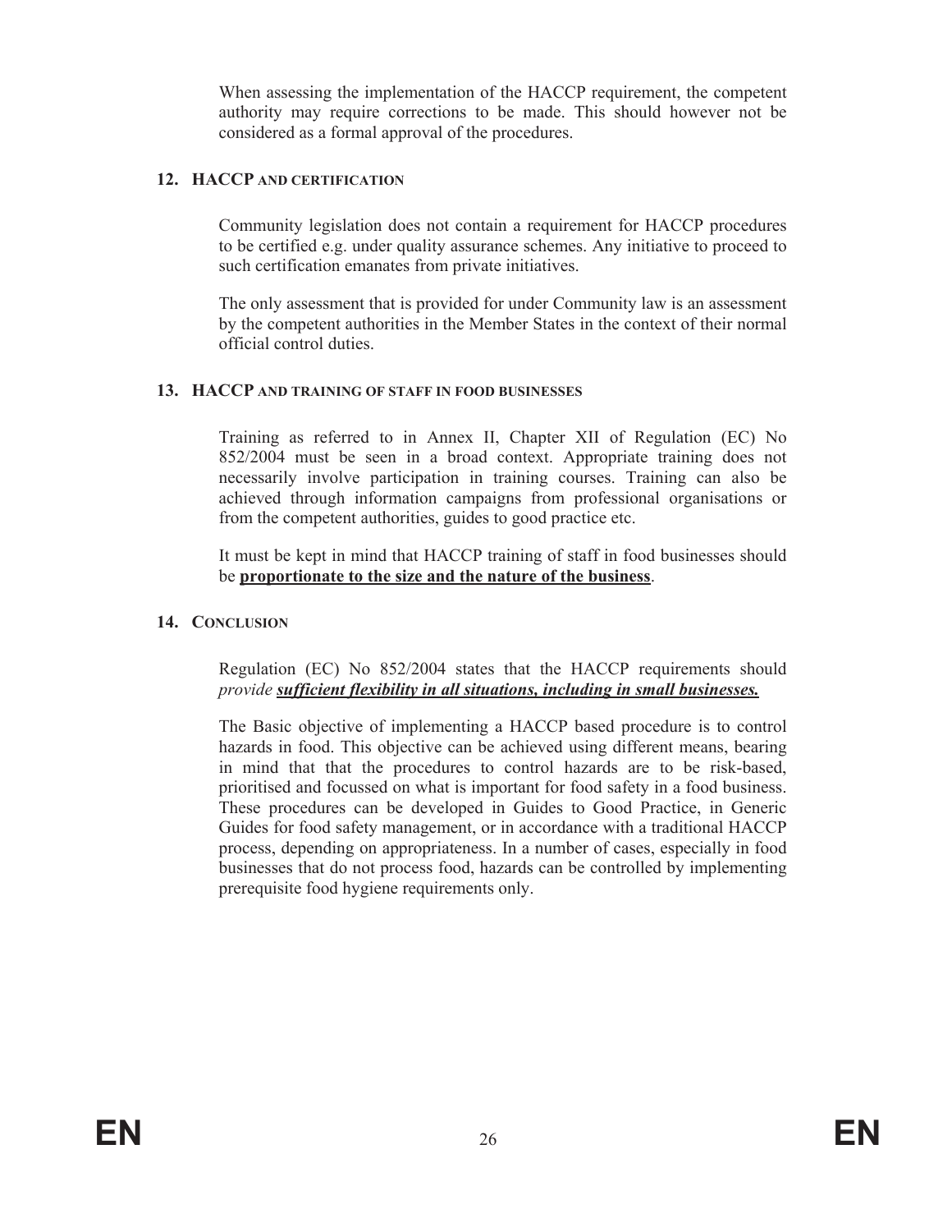When assessing the implementation of the HACCP requirement, the competent authority may require corrections to be made. This should however not be considered as a formal approval of the procedures.

## 12. HACCP AND CERTIFICATION

Community legislation does not contain a requirement for HACCP procedures to be certified e.g. under quality assurance schemes. Any initiative to proceed to such certification emanates from private initiatives.

The only assessment that is provided for under Community law is an assessment by the competent authorities in the Member States in the context of their normal official control duties.

## 13. HACCP AND TRAINING OF STAFF IN FOOD BUSINESSES

Training as referred to in Annex II, Chapter XII of Regulation (EC) No 852/2004 must be seen in a broad context. Appropriate training does not necessarily involve participation in training courses. Training can also be achieved through information campaigns from professional organisations or from the competent authorities, guides to good practice etc.

It must be kept in mind that HACCP training of staff in food businesses should be **proportionate to the size and the nature of the business**.

## 14. CONCLUSION

Regulation (EC) No 852/2004 states that the HACCP requirements should *provide* ***sufficient flexibility in all situations, including in small businesses.***

The Basic objective of implementing a HACCP based procedure is to control hazards in food. This objective can be achieved using different means, bearing in mind that that the procedures to control hazards are to be risk-based, prioritised and focussed on what is important for food safety in a food business. These procedures can be developed in Guides to Good Practice, in Generic Guides for food safety management, or in accordance with a traditional HACCP process, depending on appropriateness. In a number of cases, especially in food businesses that do not process food, hazards can be controlled by implementing prerequisite food hygiene requirements only.